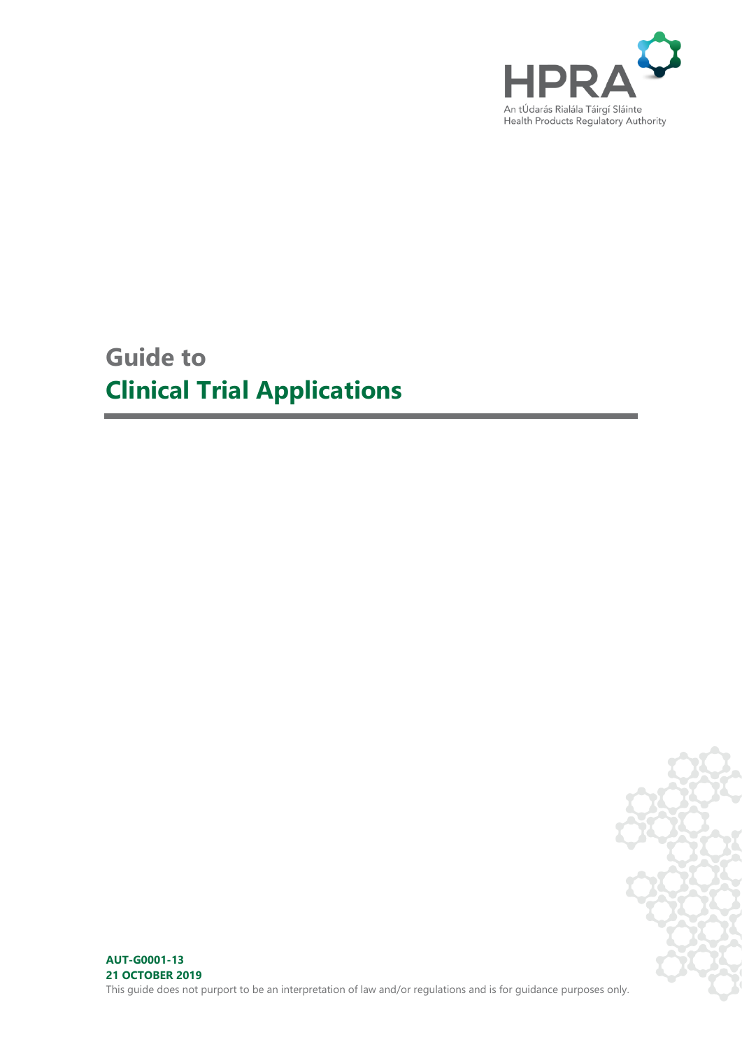HPRA

An tÚdarás Rialála Táirgí Sláinte
Health Products Regulatory Authority

# Guide to
# Clinical Trial Applications

**AUT-G0001-13**
**21 OCTOBER 2019**

This guide does not purport to be an interpretation of law and/or regulations and is for guidance purposes only.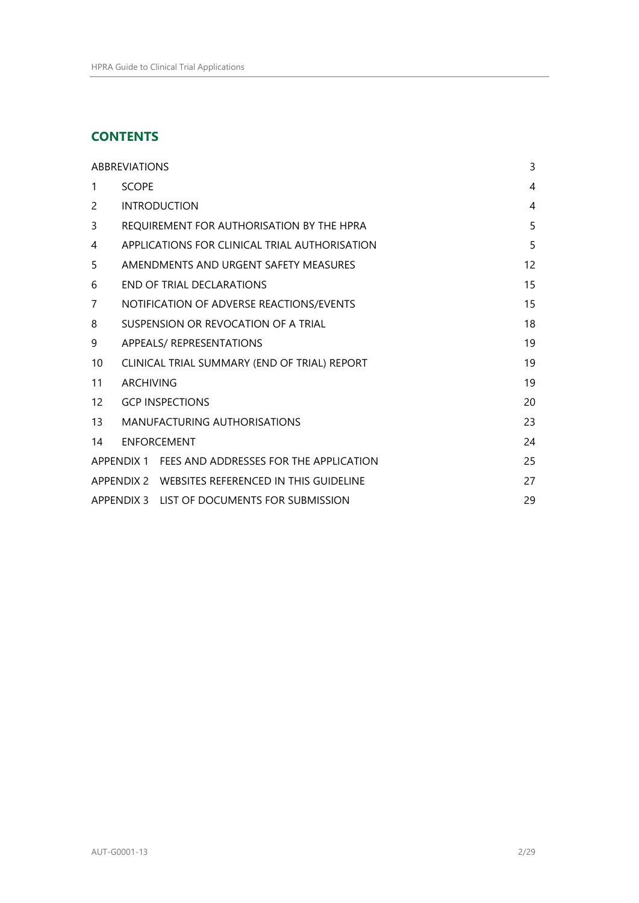## CONTENTS

| | | |
|---|---|---|
| ABBREVIATIONS | | 3 |
| 1 | SCOPE | 4 |
| 2 | INTRODUCTION | 4 |
| 3 | REQUIREMENT FOR AUTHORISATION BY THE HPRA | 5 |
| 4 | APPLICATIONS FOR CLINICAL TRIAL AUTHORISATION | 5 |
| 5 | AMENDMENTS AND URGENT SAFETY MEASURES | 12 |
| 6 | END OF TRIAL DECLARATIONS | 15 |
| 7 | NOTIFICATION OF ADVERSE REACTIONS/EVENTS | 15 |
| 8 | SUSPENSION OR REVOCATION OF A TRIAL | 18 |
| 9 | APPEALS/ REPRESENTATIONS | 19 |
| 10 | CLINICAL TRIAL SUMMARY (END OF TRIAL) REPORT | 19 |
| 11 | ARCHIVING | 19 |
| 12 | GCP INSPECTIONS | 20 |
| 13 | MANUFACTURING AUTHORISATIONS | 23 |
| 14 | ENFORCEMENT | 24 |
| APPENDIX 1 | FEES AND ADDRESSES FOR THE APPLICATION | 25 |
| APPENDIX 2 | WEBSITES REFERENCED IN THIS GUIDELINE | 27 |
| APPENDIX 3 | LIST OF DOCUMENTS FOR SUBMISSION | 29 |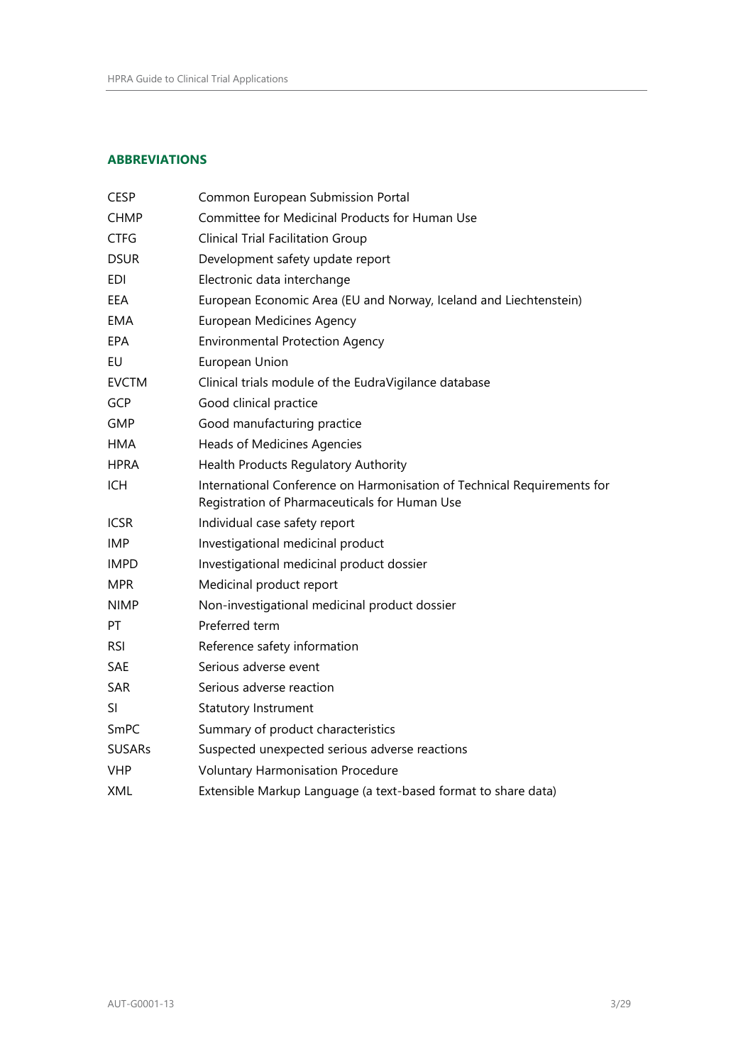## ABBREVIATIONS

| | |
|---|---|
| CESP | Common European Submission Portal |
| CHMP | Committee for Medicinal Products for Human Use |
| CTFG | Clinical Trial Facilitation Group |
| DSUR | Development safety update report |
| EDI | Electronic data interchange |
| EEA | European Economic Area (EU and Norway, Iceland and Liechtenstein) |
| EMA | European Medicines Agency |
| EPA | Environmental Protection Agency |
| EU | European Union |
| EVCTM | Clinical trials module of the EudraVigilance database |
| GCP | Good clinical practice |
| GMP | Good manufacturing practice |
| HMA | Heads of Medicines Agencies |
| HPRA | Health Products Regulatory Authority |
| ICH | International Conference on Harmonisation of Technical Requirements for Registration of Pharmaceuticals for Human Use |
| ICSR | Individual case safety report |
| IMP | Investigational medicinal product |
| IMPD | Investigational medicinal product dossier |
| MPR | Medicinal product report |
| NIMP | Non-investigational medicinal product dossier |
| PT | Preferred term |
| RSI | Reference safety information |
| SAE | Serious adverse event |
| SAR | Serious adverse reaction |
| SI | Statutory Instrument |
| SmPC | Summary of product characteristics |
| SUSARs | Suspected unexpected serious adverse reactions |
| VHP | Voluntary Harmonisation Procedure |
| XML | Extensible Markup Language (a text-based format to share data) |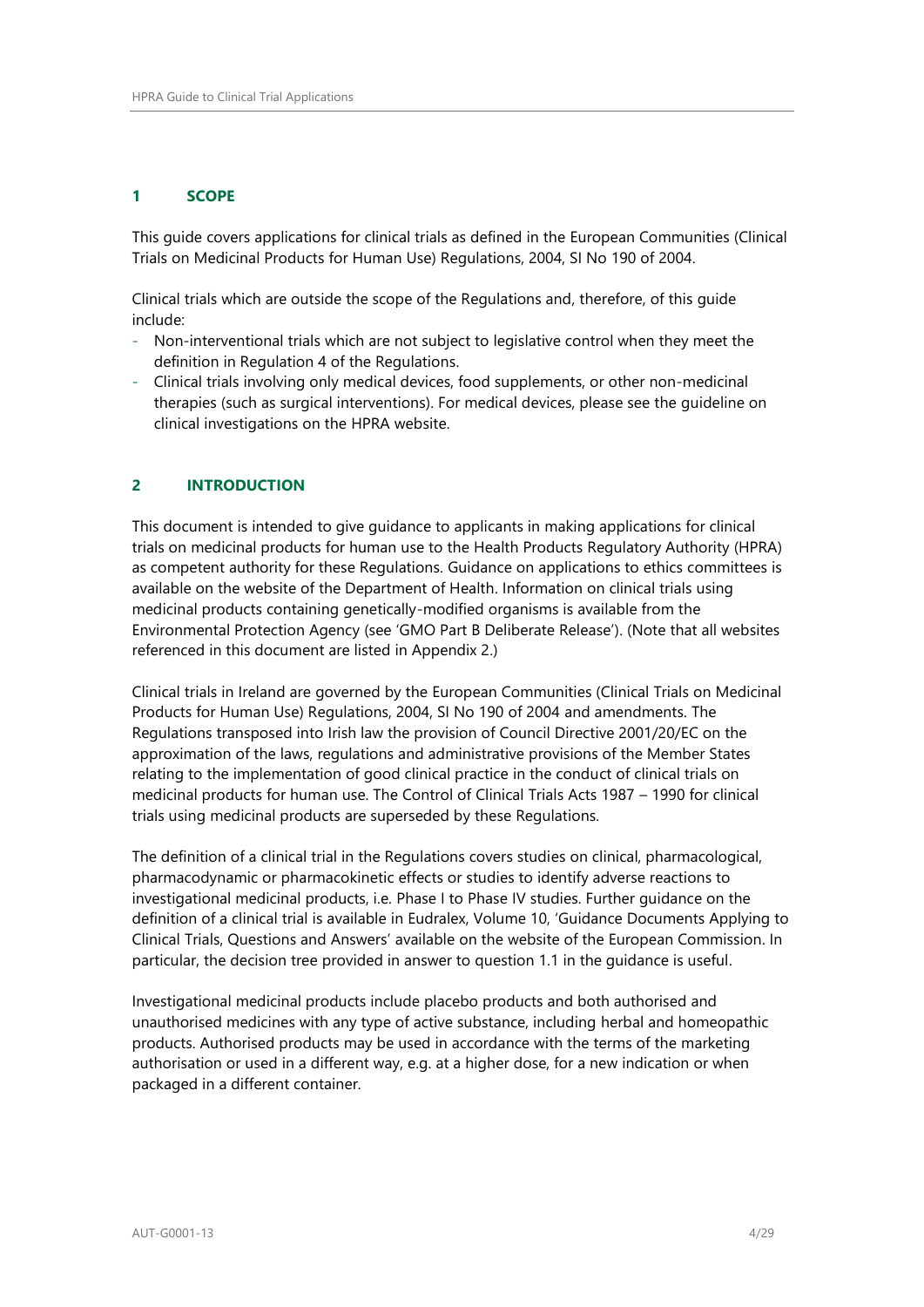## 1 SCOPE

This guide covers applications for clinical trials as defined in the European Communities (Clinical Trials on Medicinal Products for Human Use) Regulations, 2004, SI No 190 of 2004.

Clinical trials which are outside the scope of the Regulations and, therefore, of this guide include:

- Non-interventional trials which are not subject to legislative control when they meet the definition in Regulation 4 of the Regulations.
- Clinical trials involving only medical devices, food supplements, or other non-medicinal therapies (such as surgical interventions). For medical devices, please see the guideline on clinical investigations on the HPRA website.

## 2 INTRODUCTION

This document is intended to give guidance to applicants in making applications for clinical trials on medicinal products for human use to the Health Products Regulatory Authority (HPRA) as competent authority for these Regulations. Guidance on applications to ethics committees is available on the website of the Department of Health. Information on clinical trials using medicinal products containing genetically-modified organisms is available from the Environmental Protection Agency (see 'GMO Part B Deliberate Release'). (Note that all websites referenced in this document are listed in Appendix 2.)

Clinical trials in Ireland are governed by the European Communities (Clinical Trials on Medicinal Products for Human Use) Regulations, 2004, SI No 190 of 2004 and amendments. The Regulations transposed into Irish law the provision of Council Directive 2001/20/EC on the approximation of the laws, regulations and administrative provisions of the Member States relating to the implementation of good clinical practice in the conduct of clinical trials on medicinal products for human use. The Control of Clinical Trials Acts 1987 – 1990 for clinical trials using medicinal products are superseded by these Regulations.

The definition of a clinical trial in the Regulations covers studies on clinical, pharmacological, pharmacodynamic or pharmacokinetic effects or studies to identify adverse reactions to investigational medicinal products, i.e. Phase I to Phase IV studies. Further guidance on the definition of a clinical trial is available in Eudralex, Volume 10, 'Guidance Documents Applying to Clinical Trials, Questions and Answers' available on the website of the European Commission. In particular, the decision tree provided in answer to question 1.1 in the guidance is useful.

Investigational medicinal products include placebo products and both authorised and unauthorised medicines with any type of active substance, including herbal and homeopathic products. Authorised products may be used in accordance with the terms of the marketing authorisation or used in a different way, e.g. at a higher dose, for a new indication or when packaged in a different container.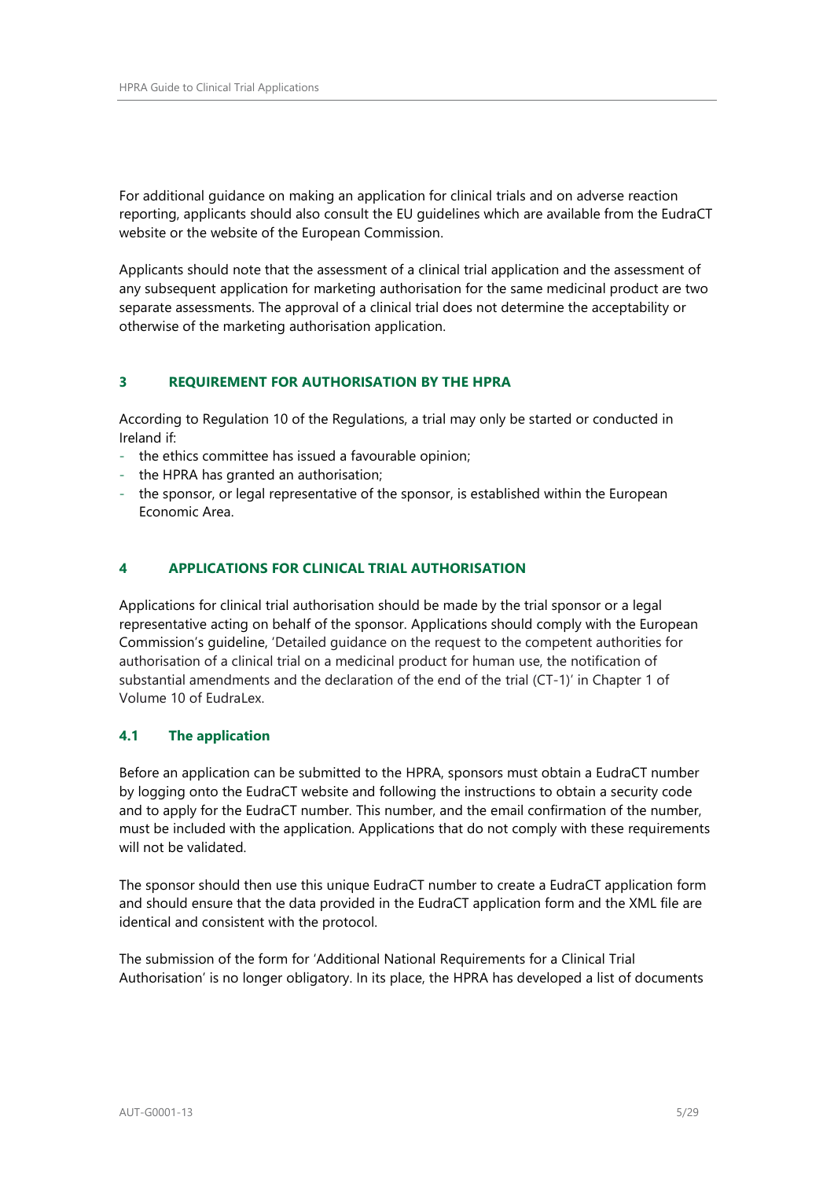For additional guidance on making an application for clinical trials and on adverse reaction reporting, applicants should also consult the EU guidelines which are available from the EudraCT website or the website of the European Commission.

Applicants should note that the assessment of a clinical trial application and the assessment of any subsequent application for marketing authorisation for the same medicinal product are two separate assessments. The approval of a clinical trial does not determine the acceptability or otherwise of the marketing authorisation application.

## 3 REQUIREMENT FOR AUTHORISATION BY THE HPRA

According to Regulation 10 of the Regulations, a trial may only be started or conducted in Ireland if:

- the ethics committee has issued a favourable opinion;
- the HPRA has granted an authorisation;
- the sponsor, or legal representative of the sponsor, is established within the European Economic Area.

## 4 APPLICATIONS FOR CLINICAL TRIAL AUTHORISATION

Applications for clinical trial authorisation should be made by the trial sponsor or a legal representative acting on behalf of the sponsor. Applications should comply with the European Commission's guideline, 'Detailed guidance on the request to the competent authorities for authorisation of a clinical trial on a medicinal product for human use, the notification of substantial amendments and the declaration of the end of the trial (CT-1)' in Chapter 1 of Volume 10 of EudraLex.

### 4.1 The application

Before an application can be submitted to the HPRA, sponsors must obtain a EudraCT number by logging onto the EudraCT website and following the instructions to obtain a security code and to apply for the EudraCT number. This number, and the email confirmation of the number, must be included with the application. Applications that do not comply with these requirements will not be validated.

The sponsor should then use this unique EudraCT number to create a EudraCT application form and should ensure that the data provided in the EudraCT application form and the XML file are identical and consistent with the protocol.

The submission of the form for 'Additional National Requirements for a Clinical Trial Authorisation' is no longer obligatory. In its place, the HPRA has developed a list of documents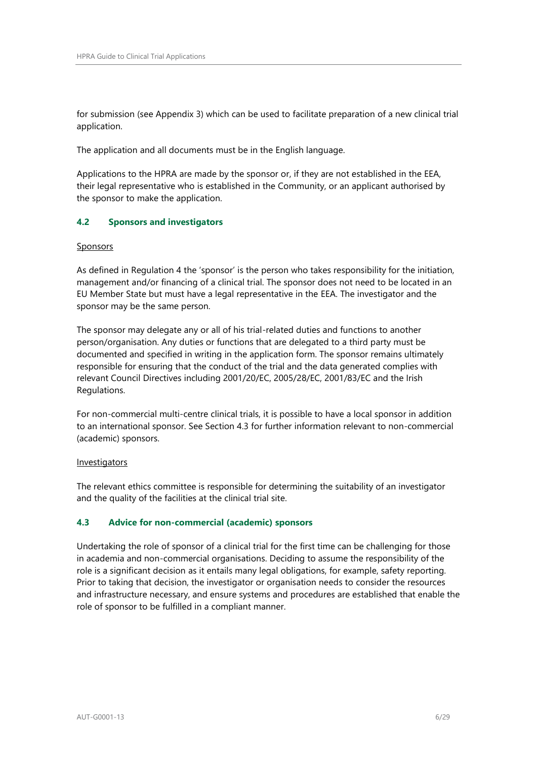for submission (see Appendix 3) which can be used to facilitate preparation of a new clinical trial application.

The application and all documents must be in the English language.

Applications to the HPRA are made by the sponsor or, if they are not established in the EEA, their legal representative who is established in the Community, or an applicant authorised by the sponsor to make the application.

### 4.2 Sponsors and investigators

<u>Sponsors</u>

As defined in Regulation 4 the 'sponsor' is the person who takes responsibility for the initiation, management and/or financing of a clinical trial. The sponsor does not need to be located in an EU Member State but must have a legal representative in the EEA. The investigator and the sponsor may be the same person.

The sponsor may delegate any or all of his trial-related duties and functions to another person/organisation. Any duties or functions that are delegated to a third party must be documented and specified in writing in the application form. The sponsor remains ultimately responsible for ensuring that the conduct of the trial and the data generated complies with relevant Council Directives including 2001/20/EC, 2005/28/EC, 2001/83/EC and the Irish Regulations.

For non-commercial multi-centre clinical trials, it is possible to have a local sponsor in addition to an international sponsor. See Section 4.3 for further information relevant to non-commercial (academic) sponsors.

<u>Investigators</u>

The relevant ethics committee is responsible for determining the suitability of an investigator and the quality of the facilities at the clinical trial site.

### 4.3 Advice for non-commercial (academic) sponsors

Undertaking the role of sponsor of a clinical trial for the first time can be challenging for those in academia and non-commercial organisations. Deciding to assume the responsibility of the role is a significant decision as it entails many legal obligations, for example, safety reporting. Prior to taking that decision, the investigator or organisation needs to consider the resources and infrastructure necessary, and ensure systems and procedures are established that enable the role of sponsor to be fulfilled in a compliant manner.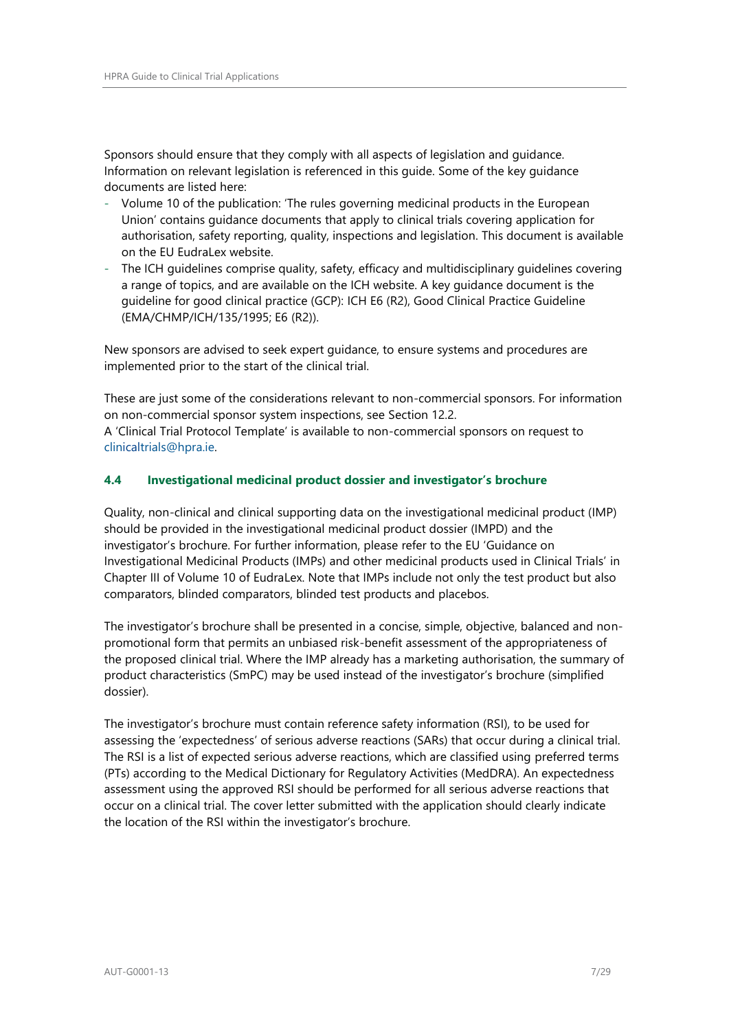Sponsors should ensure that they comply with all aspects of legislation and guidance. Information on relevant legislation is referenced in this guide. Some of the key guidance documents are listed here:

- Volume 10 of the publication: 'The rules governing medicinal products in the European Union' contains guidance documents that apply to clinical trials covering application for authorisation, safety reporting, quality, inspections and legislation. This document is available on the EU EudraLex website.
- The ICH guidelines comprise quality, safety, efficacy and multidisciplinary guidelines covering a range of topics, and are available on the ICH website. A key guidance document is the guideline for good clinical practice (GCP): ICH E6 (R2), Good Clinical Practice Guideline (EMA/CHMP/ICH/135/1995; E6 (R2)).

New sponsors are advised to seek expert guidance, to ensure systems and procedures are implemented prior to the start of the clinical trial.

These are just some of the considerations relevant to non-commercial sponsors. For information on non-commercial sponsor system inspections, see Section 12.2.
A 'Clinical Trial Protocol Template' is available to non-commercial sponsors on request to clinicaltrials@hpra.ie.

### 4.4 Investigational medicinal product dossier and investigator's brochure

Quality, non-clinical and clinical supporting data on the investigational medicinal product (IMP) should be provided in the investigational medicinal product dossier (IMPD) and the investigator's brochure. For further information, please refer to the EU 'Guidance on Investigational Medicinal Products (IMPs) and other medicinal products used in Clinical Trials' in Chapter III of Volume 10 of EudraLex. Note that IMPs include not only the test product but also comparators, blinded comparators, blinded test products and placebos.

The investigator's brochure shall be presented in a concise, simple, objective, balanced and non-promotional form that permits an unbiased risk-benefit assessment of the appropriateness of the proposed clinical trial. Where the IMP already has a marketing authorisation, the summary of product characteristics (SmPC) may be used instead of the investigator's brochure (simplified dossier).

The investigator's brochure must contain reference safety information (RSI), to be used for assessing the 'expectedness' of serious adverse reactions (SARs) that occur during a clinical trial. The RSI is a list of expected serious adverse reactions, which are classified using preferred terms (PTs) according to the Medical Dictionary for Regulatory Activities (MedDRA). An expectedness assessment using the approved RSI should be performed for all serious adverse reactions that occur on a clinical trial. The cover letter submitted with the application should clearly indicate the location of the RSI within the investigator's brochure.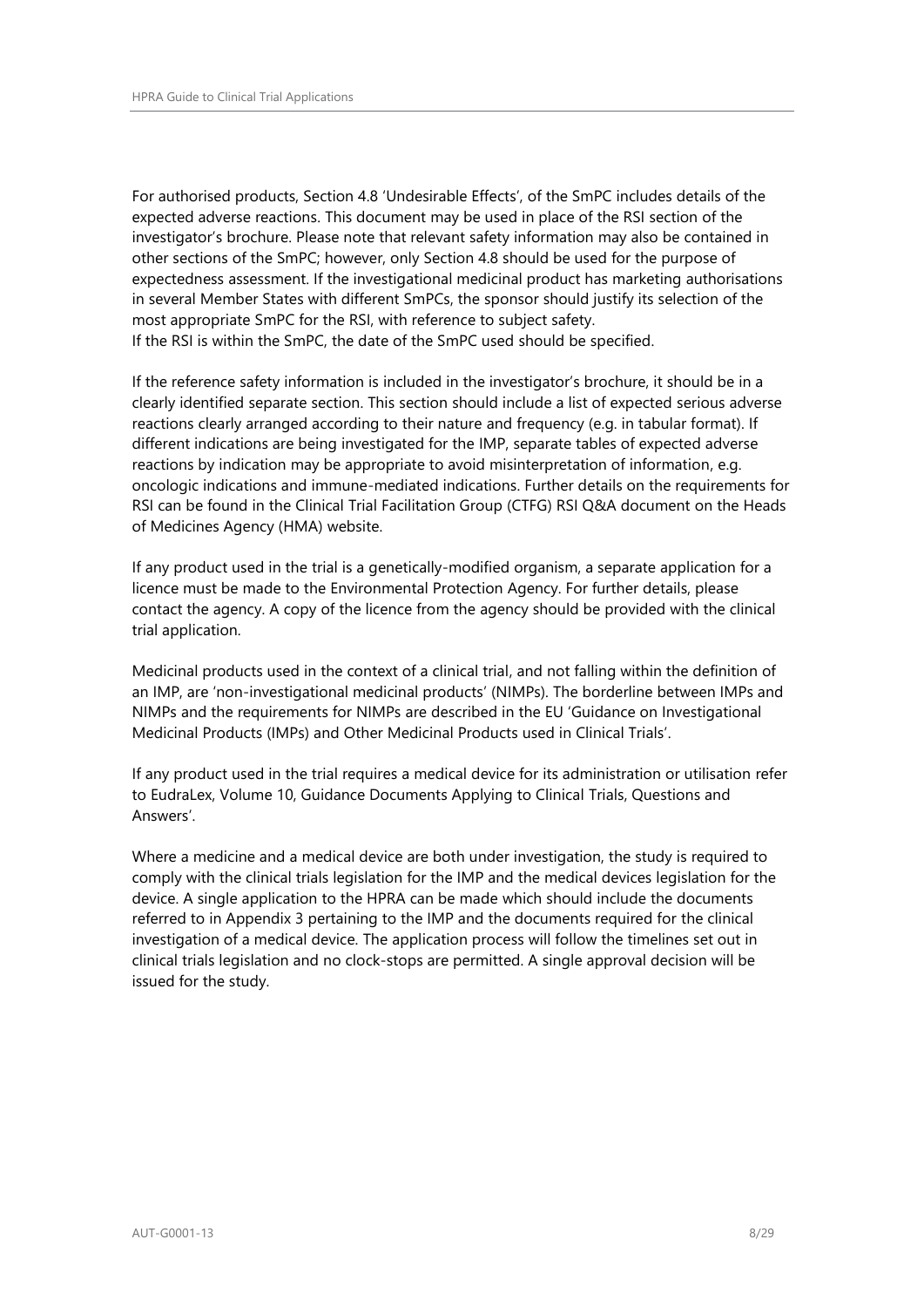For authorised products, Section 4.8 'Undesirable Effects', of the SmPC includes details of the expected adverse reactions. This document may be used in place of the RSI section of the investigator's brochure. Please note that relevant safety information may also be contained in other sections of the SmPC; however, only Section 4.8 should be used for the purpose of expectedness assessment. If the investigational medicinal product has marketing authorisations in several Member States with different SmPCs, the sponsor should justify its selection of the most appropriate SmPC for the RSI, with reference to subject safety.
If the RSI is within the SmPC, the date of the SmPC used should be specified.

If the reference safety information is included in the investigator's brochure, it should be in a clearly identified separate section. This section should include a list of expected serious adverse reactions clearly arranged according to their nature and frequency (e.g. in tabular format). If different indications are being investigated for the IMP, separate tables of expected adverse reactions by indication may be appropriate to avoid misinterpretation of information, e.g. oncologic indications and immune-mediated indications. Further details on the requirements for RSI can be found in the Clinical Trial Facilitation Group (CTFG) RSI Q&A document on the Heads of Medicines Agency (HMA) website.

If any product used in the trial is a genetically-modified organism, a separate application for a licence must be made to the Environmental Protection Agency. For further details, please contact the agency. A copy of the licence from the agency should be provided with the clinical trial application.

Medicinal products used in the context of a clinical trial, and not falling within the definition of an IMP, are 'non-investigational medicinal products' (NIMPs). The borderline between IMPs and NIMPs and the requirements for NIMPs are described in the EU 'Guidance on Investigational Medicinal Products (IMPs) and Other Medicinal Products used in Clinical Trials'.

If any product used in the trial requires a medical device for its administration or utilisation refer to EudraLex, Volume 10, Guidance Documents Applying to Clinical Trials, Questions and Answers'.

Where a medicine and a medical device are both under investigation, the study is required to comply with the clinical trials legislation for the IMP and the medical devices legislation for the device. A single application to the HPRA can be made which should include the documents referred to in Appendix 3 pertaining to the IMP and the documents required for the clinical investigation of a medical device. The application process will follow the timelines set out in clinical trials legislation and no clock-stops are permitted. A single approval decision will be issued for the study.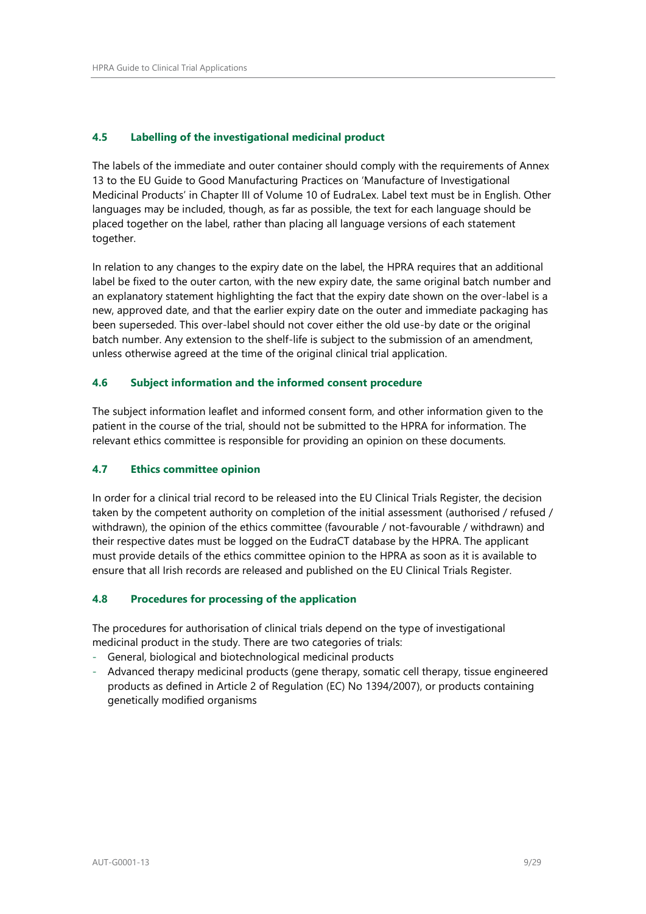### 4.5 Labelling of the investigational medicinal product

The labels of the immediate and outer container should comply with the requirements of Annex 13 to the EU Guide to Good Manufacturing Practices on 'Manufacture of Investigational Medicinal Products' in Chapter III of Volume 10 of EudraLex. Label text must be in English. Other languages may be included, though, as far as possible, the text for each language should be placed together on the label, rather than placing all language versions of each statement together.

In relation to any changes to the expiry date on the label, the HPRA requires that an additional label be fixed to the outer carton, with the new expiry date, the same original batch number and an explanatory statement highlighting the fact that the expiry date shown on the over-label is a new, approved date, and that the earlier expiry date on the outer and immediate packaging has been superseded. This over-label should not cover either the old use-by date or the original batch number. Any extension to the shelf-life is subject to the submission of an amendment, unless otherwise agreed at the time of the original clinical trial application.

### 4.6 Subject information and the informed consent procedure

The subject information leaflet and informed consent form, and other information given to the patient in the course of the trial, should not be submitted to the HPRA for information. The relevant ethics committee is responsible for providing an opinion on these documents.

### 4.7 Ethics committee opinion

In order for a clinical trial record to be released into the EU Clinical Trials Register, the decision taken by the competent authority on completion of the initial assessment (authorised / refused / withdrawn), the opinion of the ethics committee (favourable / not-favourable / withdrawn) and their respective dates must be logged on the EudraCT database by the HPRA. The applicant must provide details of the ethics committee opinion to the HPRA as soon as it is available to ensure that all Irish records are released and published on the EU Clinical Trials Register.

### 4.8 Procedures for processing of the application

The procedures for authorisation of clinical trials depend on the type of investigational medicinal product in the study. There are two categories of trials:

- General, biological and biotechnological medicinal products
- Advanced therapy medicinal products (gene therapy, somatic cell therapy, tissue engineered products as defined in Article 2 of Regulation (EC) No 1394/2007), or products containing genetically modified organisms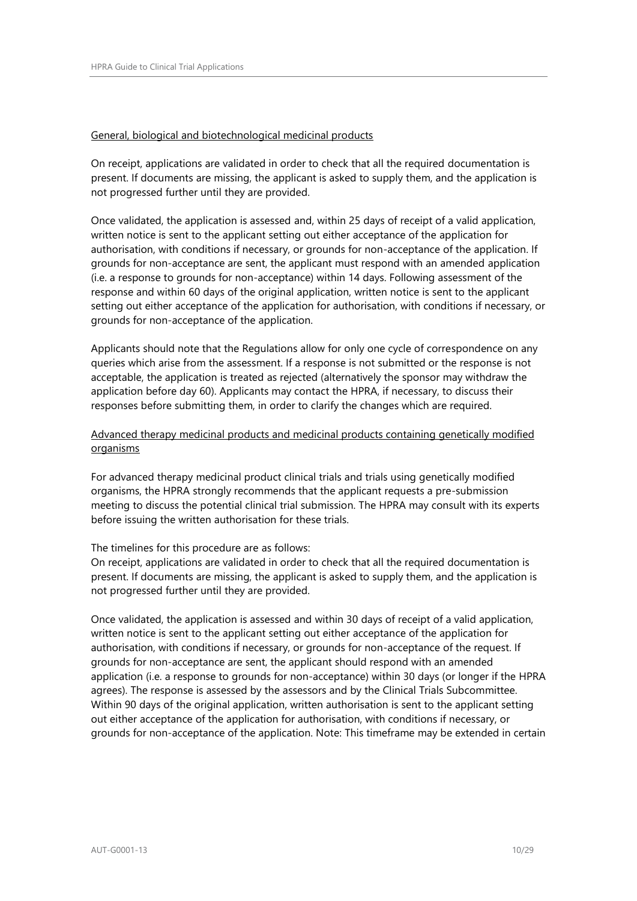General, biological and biotechnological medicinal products

On receipt, applications are validated in order to check that all the required documentation is present. If documents are missing, the applicant is asked to supply them, and the application is not progressed further until they are provided.

Once validated, the application is assessed and, within 25 days of receipt of a valid application, written notice is sent to the applicant setting out either acceptance of the application for authorisation, with conditions if necessary, or grounds for non-acceptance of the application. If grounds for non-acceptance are sent, the applicant must respond with an amended application (i.e. a response to grounds for non-acceptance) within 14 days. Following assessment of the response and within 60 days of the original application, written notice is sent to the applicant setting out either acceptance of the application for authorisation, with conditions if necessary, or grounds for non-acceptance of the application.

Applicants should note that the Regulations allow for only one cycle of correspondence on any queries which arise from the assessment. If a response is not submitted or the response is not acceptable, the application is treated as rejected (alternatively the sponsor may withdraw the application before day 60). Applicants may contact the HPRA, if necessary, to discuss their responses before submitting them, in order to clarify the changes which are required.

Advanced therapy medicinal products and medicinal products containing genetically modified organisms

For advanced therapy medicinal product clinical trials and trials using genetically modified organisms, the HPRA strongly recommends that the applicant requests a pre-submission meeting to discuss the potential clinical trial submission. The HPRA may consult with its experts before issuing the written authorisation for these trials.

The timelines for this procedure are as follows:
On receipt, applications are validated in order to check that all the required documentation is present. If documents are missing, the applicant is asked to supply them, and the application is not progressed further until they are provided.

Once validated, the application is assessed and within 30 days of receipt of a valid application, written notice is sent to the applicant setting out either acceptance of the application for authorisation, with conditions if necessary, or grounds for non-acceptance of the request. If grounds for non-acceptance are sent, the applicant should respond with an amended application (i.e. a response to grounds for non-acceptance) within 30 days (or longer if the HPRA agrees). The response is assessed by the assessors and by the Clinical Trials Subcommittee. Within 90 days of the original application, written authorisation is sent to the applicant setting out either acceptance of the application for authorisation, with conditions if necessary, or grounds for non-acceptance of the application. Note: This timeframe may be extended in certain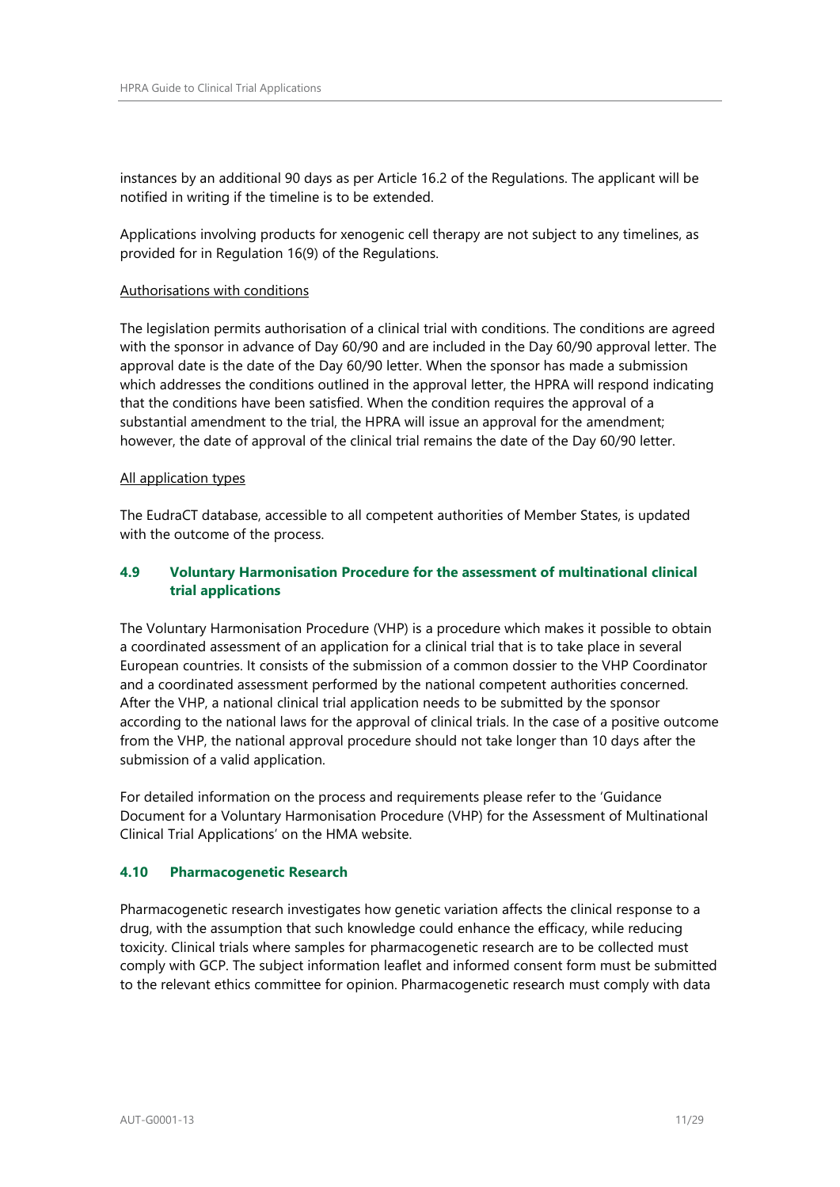instances by an additional 90 days as per Article 16.2 of the Regulations. The applicant will be notified in writing if the timeline is to be extended.

Applications involving products for xenogenic cell therapy are not subject to any timelines, as provided for in Regulation 16(9) of the Regulations.

Authorisations with conditions

The legislation permits authorisation of a clinical trial with conditions. The conditions are agreed with the sponsor in advance of Day 60/90 and are included in the Day 60/90 approval letter. The approval date is the date of the Day 60/90 letter. When the sponsor has made a submission which addresses the conditions outlined in the approval letter, the HPRA will respond indicating that the conditions have been satisfied. When the condition requires the approval of a substantial amendment to the trial, the HPRA will issue an approval for the amendment; however, the date of approval of the clinical trial remains the date of the Day 60/90 letter.

All application types

The EudraCT database, accessible to all competent authorities of Member States, is updated with the outcome of the process.

### 4.9 Voluntary Harmonisation Procedure for the assessment of multinational clinical trial applications

The Voluntary Harmonisation Procedure (VHP) is a procedure which makes it possible to obtain a coordinated assessment of an application for a clinical trial that is to take place in several European countries. It consists of the submission of a common dossier to the VHP Coordinator and a coordinated assessment performed by the national competent authorities concerned. After the VHP, a national clinical trial application needs to be submitted by the sponsor according to the national laws for the approval of clinical trials. In the case of a positive outcome from the VHP, the national approval procedure should not take longer than 10 days after the submission of a valid application.

For detailed information on the process and requirements please refer to the 'Guidance Document for a Voluntary Harmonisation Procedure (VHP) for the Assessment of Multinational Clinical Trial Applications' on the HMA website.

### 4.10 Pharmacogenetic Research

Pharmacogenetic research investigates how genetic variation affects the clinical response to a drug, with the assumption that such knowledge could enhance the efficacy, while reducing toxicity. Clinical trials where samples for pharmacogenetic research are to be collected must comply with GCP. The subject information leaflet and informed consent form must be submitted to the relevant ethics committee for opinion. Pharmacogenetic research must comply with data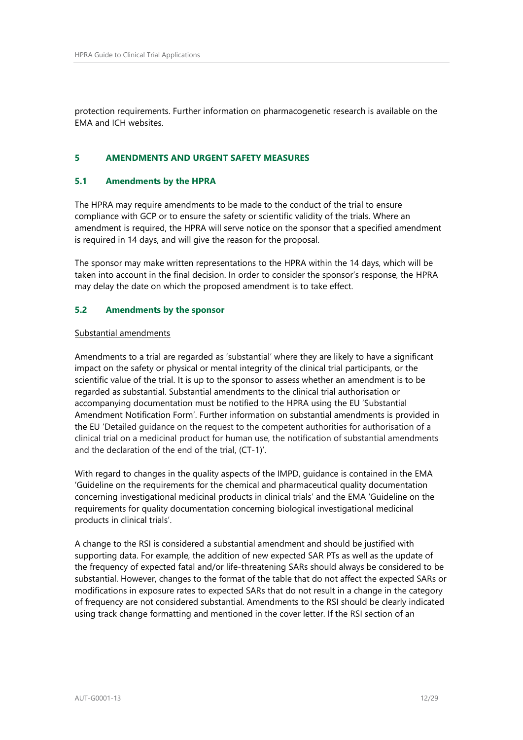protection requirements. Further information on pharmacogenetic research is available on the EMA and ICH websites.

## 5 AMENDMENTS AND URGENT SAFETY MEASURES

### 5.1 Amendments by the HPRA

The HPRA may require amendments to be made to the conduct of the trial to ensure compliance with GCP or to ensure the safety or scientific validity of the trials. Where an amendment is required, the HPRA will serve notice on the sponsor that a specified amendment is required in 14 days, and will give the reason for the proposal.

The sponsor may make written representations to the HPRA within the 14 days, which will be taken into account in the final decision. In order to consider the sponsor's response, the HPRA may delay the date on which the proposed amendment is to take effect.

### 5.2 Amendments by the sponsor

<u>Substantial amendments</u>

Amendments to a trial are regarded as 'substantial' where they are likely to have a significant impact on the safety or physical or mental integrity of the clinical trial participants, or the scientific value of the trial. It is up to the sponsor to assess whether an amendment is to be regarded as substantial. Substantial amendments to the clinical trial authorisation or accompanying documentation must be notified to the HPRA using the EU 'Substantial Amendment Notification Form'. Further information on substantial amendments is provided in the EU 'Detailed guidance on the request to the competent authorities for authorisation of a clinical trial on a medicinal product for human use, the notification of substantial amendments and the declaration of the end of the trial, (CT-1)'.

With regard to changes in the quality aspects of the IMPD, guidance is contained in the EMA 'Guideline on the requirements for the chemical and pharmaceutical quality documentation concerning investigational medicinal products in clinical trials' and the EMA 'Guideline on the requirements for quality documentation concerning biological investigational medicinal products in clinical trials'.

A change to the RSI is considered a substantial amendment and should be justified with supporting data. For example, the addition of new expected SAR PTs as well as the update of the frequency of expected fatal and/or life-threatening SARs should always be considered to be substantial. However, changes to the format of the table that do not affect the expected SARs or modifications in exposure rates to expected SARs that do not result in a change in the category of frequency are not considered substantial. Amendments to the RSI should be clearly indicated using track change formatting and mentioned in the cover letter. If the RSI section of an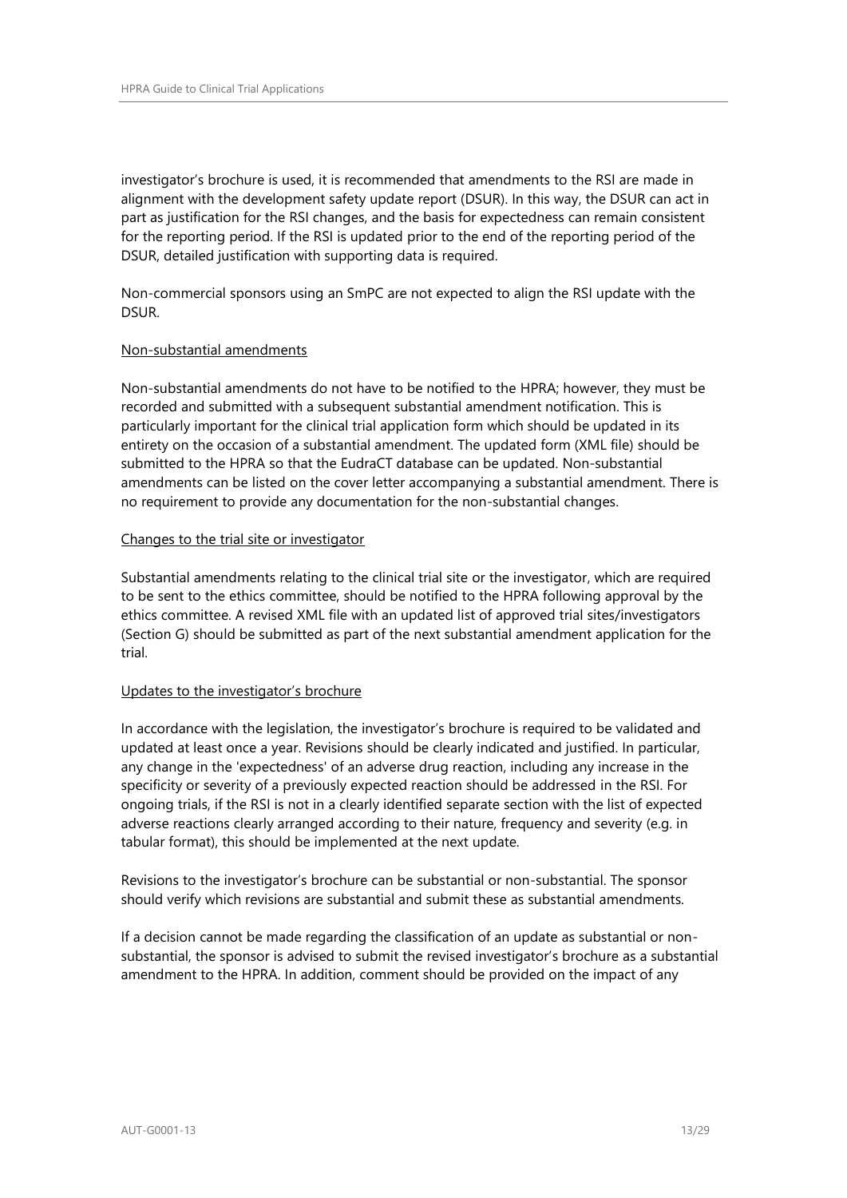investigator's brochure is used, it is recommended that amendments to the RSI are made in alignment with the development safety update report (DSUR). In this way, the DSUR can act in part as justification for the RSI changes, and the basis for expectedness can remain consistent for the reporting period. If the RSI is updated prior to the end of the reporting period of the DSUR, detailed justification with supporting data is required.

Non-commercial sponsors using an SmPC are not expected to align the RSI update with the DSUR.

<u>Non-substantial amendments</u>

Non-substantial amendments do not have to be notified to the HPRA; however, they must be recorded and submitted with a subsequent substantial amendment notification. This is particularly important for the clinical trial application form which should be updated in its entirety on the occasion of a substantial amendment. The updated form (XML file) should be submitted to the HPRA so that the EudraCT database can be updated. Non-substantial amendments can be listed on the cover letter accompanying a substantial amendment. There is no requirement to provide any documentation for the non-substantial changes.

<u>Changes to the trial site or investigator</u>

Substantial amendments relating to the clinical trial site or the investigator, which are required to be sent to the ethics committee, should be notified to the HPRA following approval by the ethics committee. A revised XML file with an updated list of approved trial sites/investigators (Section G) should be submitted as part of the next substantial amendment application for the trial.

<u>Updates to the investigator's brochure</u>

In accordance with the legislation, the investigator's brochure is required to be validated and updated at least once a year. Revisions should be clearly indicated and justified. In particular, any change in the 'expectedness' of an adverse drug reaction, including any increase in the specificity or severity of a previously expected reaction should be addressed in the RSI. For ongoing trials, if the RSI is not in a clearly identified separate section with the list of expected adverse reactions clearly arranged according to their nature, frequency and severity (e.g. in tabular format), this should be implemented at the next update.

Revisions to the investigator's brochure can be substantial or non-substantial. The sponsor should verify which revisions are substantial and submit these as substantial amendments.

If a decision cannot be made regarding the classification of an update as substantial or non-substantial, the sponsor is advised to submit the revised investigator's brochure as a substantial amendment to the HPRA. In addition, comment should be provided on the impact of any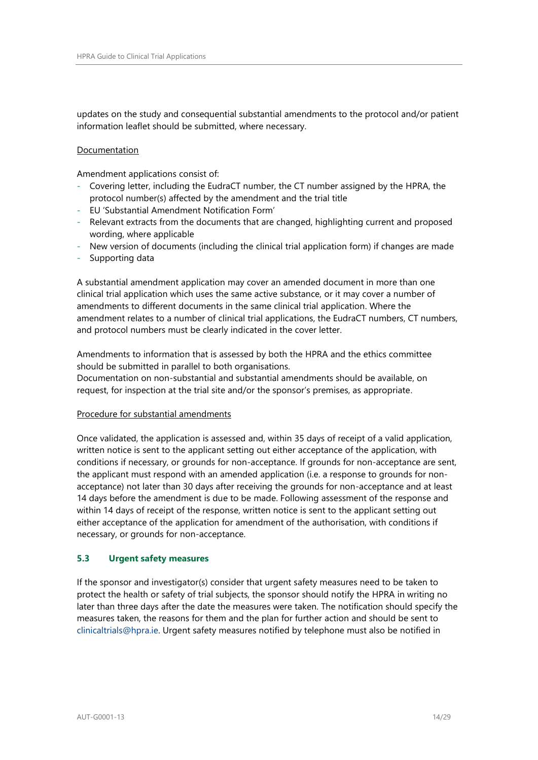updates on the study and consequential substantial amendments to the protocol and/or patient information leaflet should be submitted, where necessary.

Documentation

Amendment applications consist of:

- Covering letter, including the EudraCT number, the CT number assigned by the HPRA, the protocol number(s) affected by the amendment and the trial title
- EU 'Substantial Amendment Notification Form'
- Relevant extracts from the documents that are changed, highlighting current and proposed wording, where applicable
- New version of documents (including the clinical trial application form) if changes are made
- Supporting data

A substantial amendment application may cover an amended document in more than one clinical trial application which uses the same active substance, or it may cover a number of amendments to different documents in the same clinical trial application. Where the amendment relates to a number of clinical trial applications, the EudraCT numbers, CT numbers, and protocol numbers must be clearly indicated in the cover letter.

Amendments to information that is assessed by both the HPRA and the ethics committee should be submitted in parallel to both organisations.
Documentation on non-substantial and substantial amendments should be available, on request, for inspection at the trial site and/or the sponsor's premises, as appropriate.

Procedure for substantial amendments

Once validated, the application is assessed and, within 35 days of receipt of a valid application, written notice is sent to the applicant setting out either acceptance of the application, with conditions if necessary, or grounds for non-acceptance. If grounds for non-acceptance are sent, the applicant must respond with an amended application (i.e. a response to grounds for non-acceptance) not later than 30 days after receiving the grounds for non-acceptance and at least 14 days before the amendment is due to be made. Following assessment of the response and within 14 days of receipt of the response, written notice is sent to the applicant setting out either acceptance of the application for amendment of the authorisation, with conditions if necessary, or grounds for non-acceptance.

### 5.3 Urgent safety measures

If the sponsor and investigator(s) consider that urgent safety measures need to be taken to protect the health or safety of trial subjects, the sponsor should notify the HPRA in writing no later than three days after the date the measures were taken. The notification should specify the measures taken, the reasons for them and the plan for further action and should be sent to clinicaltrials@hpra.ie. Urgent safety measures notified by telephone must also be notified in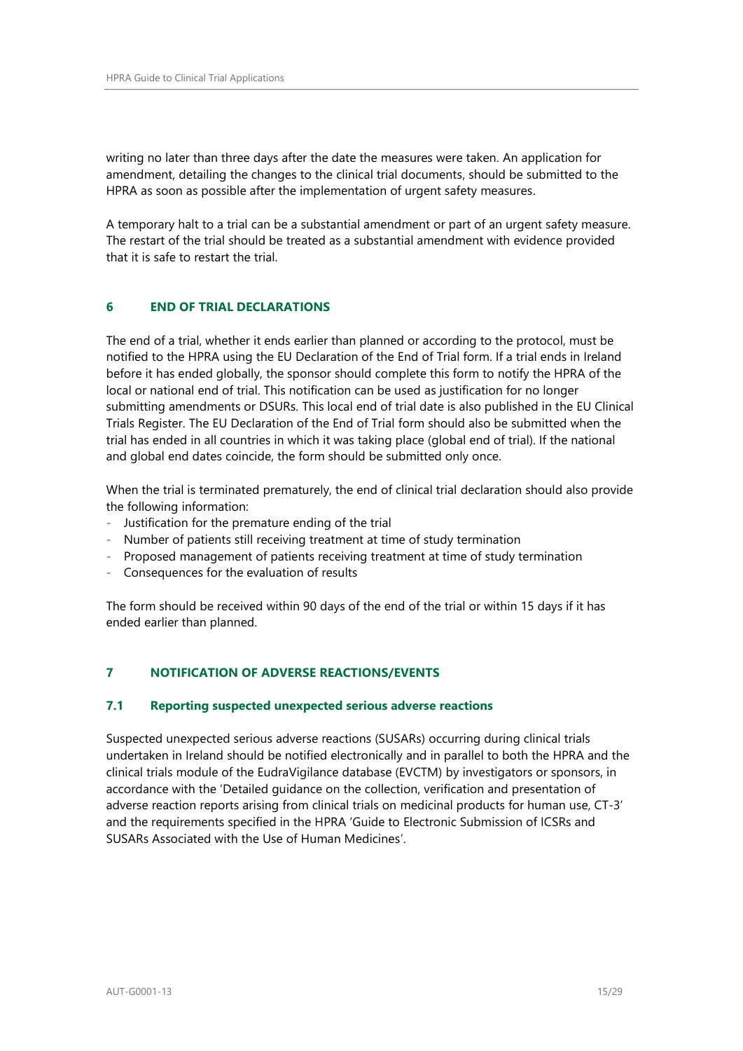writing no later than three days after the date the measures were taken. An application for amendment, detailing the changes to the clinical trial documents, should be submitted to the HPRA as soon as possible after the implementation of urgent safety measures.

A temporary halt to a trial can be a substantial amendment or part of an urgent safety measure. The restart of the trial should be treated as a substantial amendment with evidence provided that it is safe to restart the trial.

## 6 END OF TRIAL DECLARATIONS

The end of a trial, whether it ends earlier than planned or according to the protocol, must be notified to the HPRA using the EU Declaration of the End of Trial form. If a trial ends in Ireland before it has ended globally, the sponsor should complete this form to notify the HPRA of the local or national end of trial. This notification can be used as justification for no longer submitting amendments or DSURs. This local end of trial date is also published in the EU Clinical Trials Register. The EU Declaration of the End of Trial form should also be submitted when the trial has ended in all countries in which it was taking place (global end of trial). If the national and global end dates coincide, the form should be submitted only once.

When the trial is terminated prematurely, the end of clinical trial declaration should also provide the following information:

- Justification for the premature ending of the trial
- Number of patients still receiving treatment at time of study termination
- Proposed management of patients receiving treatment at time of study termination
- Consequences for the evaluation of results

The form should be received within 90 days of the end of the trial or within 15 days if it has ended earlier than planned.

## 7 NOTIFICATION OF ADVERSE REACTIONS/EVENTS

### 7.1 Reporting suspected unexpected serious adverse reactions

Suspected unexpected serious adverse reactions (SUSARs) occurring during clinical trials undertaken in Ireland should be notified electronically and in parallel to both the HPRA and the clinical trials module of the EudraVigilance database (EVCTM) by investigators or sponsors, in accordance with the 'Detailed guidance on the collection, verification and presentation of adverse reaction reports arising from clinical trials on medicinal products for human use, CT-3' and the requirements specified in the HPRA 'Guide to Electronic Submission of ICSRs and SUSARs Associated with the Use of Human Medicines'.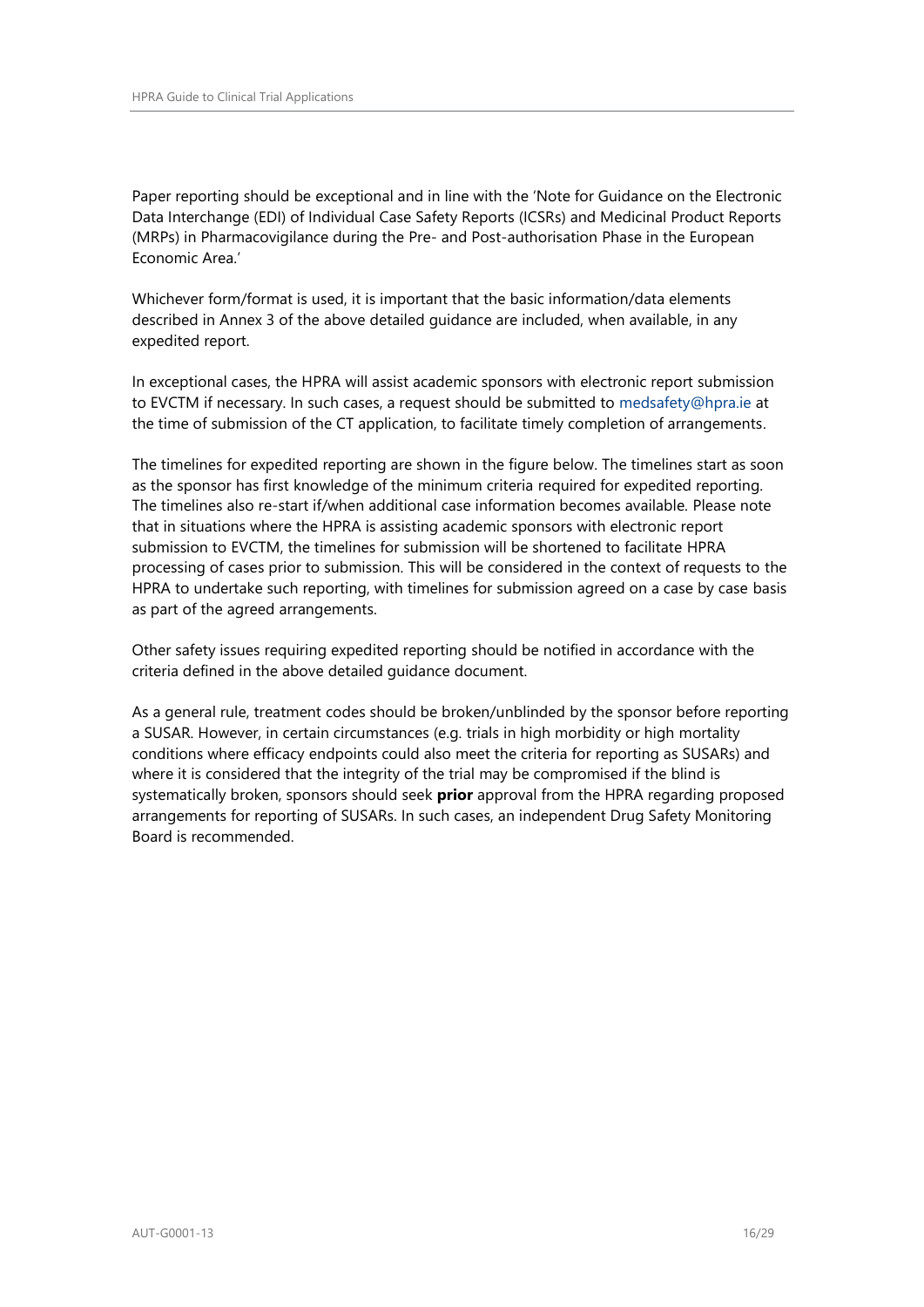Paper reporting should be exceptional and in line with the 'Note for Guidance on the Electronic Data Interchange (EDI) of Individual Case Safety Reports (ICSRs) and Medicinal Product Reports (MRPs) in Pharmacovigilance during the Pre- and Post-authorisation Phase in the European Economic Area.'

Whichever form/format is used, it is important that the basic information/data elements described in Annex 3 of the above detailed guidance are included, when available, in any expedited report.

In exceptional cases, the HPRA will assist academic sponsors with electronic report submission to EVCTM if necessary. In such cases, a request should be submitted to medsafety@hpra.ie at the time of submission of the CT application, to facilitate timely completion of arrangements.

The timelines for expedited reporting are shown in the figure below. The timelines start as soon as the sponsor has first knowledge of the minimum criteria required for expedited reporting. The timelines also re-start if/when additional case information becomes available. Please note that in situations where the HPRA is assisting academic sponsors with electronic report submission to EVCTM, the timelines for submission will be shortened to facilitate HPRA processing of cases prior to submission. This will be considered in the context of requests to the HPRA to undertake such reporting, with timelines for submission agreed on a case by case basis as part of the agreed arrangements.

Other safety issues requiring expedited reporting should be notified in accordance with the criteria defined in the above detailed guidance document.

As a general rule, treatment codes should be broken/unblinded by the sponsor before reporting a SUSAR. However, in certain circumstances (e.g. trials in high morbidity or high mortality conditions where efficacy endpoints could also meet the criteria for reporting as SUSARs) and where it is considered that the integrity of the trial may be compromised if the blind is systematically broken, sponsors should seek **prior** approval from the HPRA regarding proposed arrangements for reporting of SUSARs. In such cases, an independent Drug Safety Monitoring Board is recommended.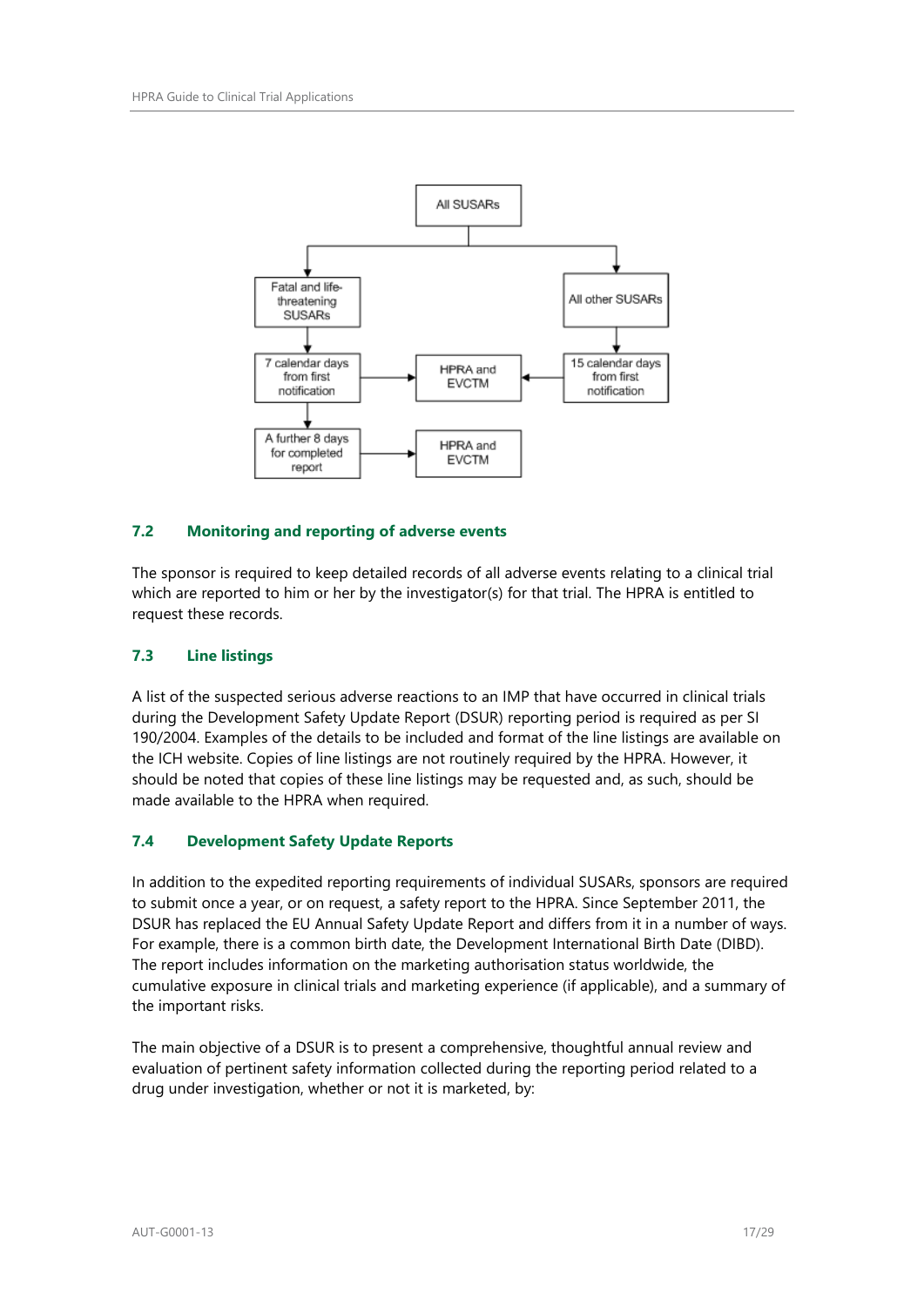All SUSARs

| Fatal and life-threatening SUSARs | | All other SUSARs |
|---|---|---|
| 7 calendar days from first notification → | HPRA and EVCTM | ← 15 calendar days from first notification |
| A further 8 days for completed report → | HPRA and EVCTM | |

### 7.2 Monitoring and reporting of adverse events

The sponsor is required to keep detailed records of all adverse events relating to a clinical trial which are reported to him or her by the investigator(s) for that trial. The HPRA is entitled to request these records.

### 7.3 Line listings

A list of the suspected serious adverse reactions to an IMP that have occurred in clinical trials during the Development Safety Update Report (DSUR) reporting period is required as per SI 190/2004. Examples of the details to be included and format of the line listings are available on the ICH website. Copies of line listings are not routinely required by the HPRA. However, it should be noted that copies of these line listings may be requested and, as such, should be made available to the HPRA when required.

### 7.4 Development Safety Update Reports

In addition to the expedited reporting requirements of individual SUSARs, sponsors are required to submit once a year, or on request, a safety report to the HPRA. Since September 2011, the DSUR has replaced the EU Annual Safety Update Report and differs from it in a number of ways. For example, there is a common birth date, the Development International Birth Date (DIBD). The report includes information on the marketing authorisation status worldwide, the cumulative exposure in clinical trials and marketing experience (if applicable), and a summary of the important risks.

The main objective of a DSUR is to present a comprehensive, thoughtful annual review and evaluation of pertinent safety information collected during the reporting period related to a drug under investigation, whether or not it is marketed, by: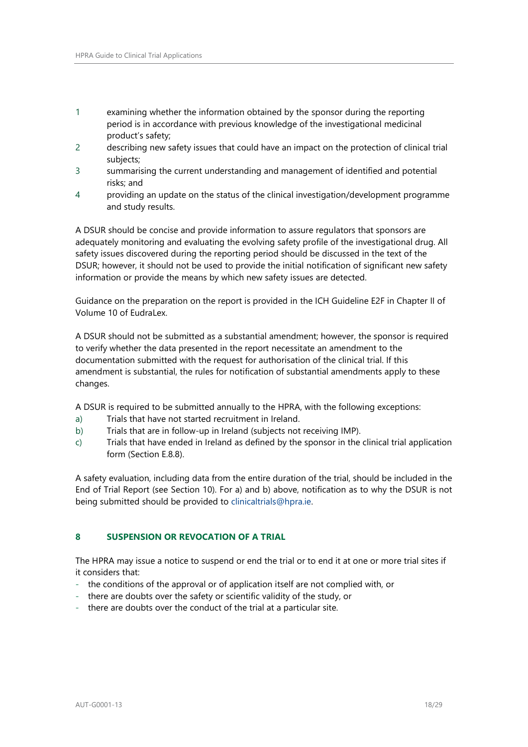1. examining whether the information obtained by the sponsor during the reporting period is in accordance with previous knowledge of the investigational medicinal product's safety;
2. describing new safety issues that could have an impact on the protection of clinical trial subjects;
3. summarising the current understanding and management of identified and potential risks; and
4. providing an update on the status of the clinical investigation/development programme and study results.

A DSUR should be concise and provide information to assure regulators that sponsors are adequately monitoring and evaluating the evolving safety profile of the investigational drug. All safety issues discovered during the reporting period should be discussed in the text of the DSUR; however, it should not be used to provide the initial notification of significant new safety information or provide the means by which new safety issues are detected.

Guidance on the preparation on the report is provided in the ICH Guideline E2F in Chapter II of Volume 10 of EudraLex.

A DSUR should not be submitted as a substantial amendment; however, the sponsor is required to verify whether the data presented in the report necessitate an amendment to the documentation submitted with the request for authorisation of the clinical trial. If this amendment is substantial, the rules for notification of substantial amendments apply to these changes.

A DSUR is required to be submitted annually to the HPRA, with the following exceptions:

a) Trials that have not started recruitment in Ireland.
b) Trials that are in follow-up in Ireland (subjects not receiving IMP).
c) Trials that have ended in Ireland as defined by the sponsor in the clinical trial application form (Section E.8.8).

A safety evaluation, including data from the entire duration of the trial, should be included in the End of Trial Report (see Section 10). For a) and b) above, notification as to why the DSUR is not being submitted should be provided to clinicaltrials@hpra.ie.

## 8 SUSPENSION OR REVOCATION OF A TRIAL

The HPRA may issue a notice to suspend or end the trial or to end it at one or more trial sites if it considers that:

- the conditions of the approval or of application itself are not complied with, or
- there are doubts over the safety or scientific validity of the study, or
- there are doubts over the conduct of the trial at a particular site.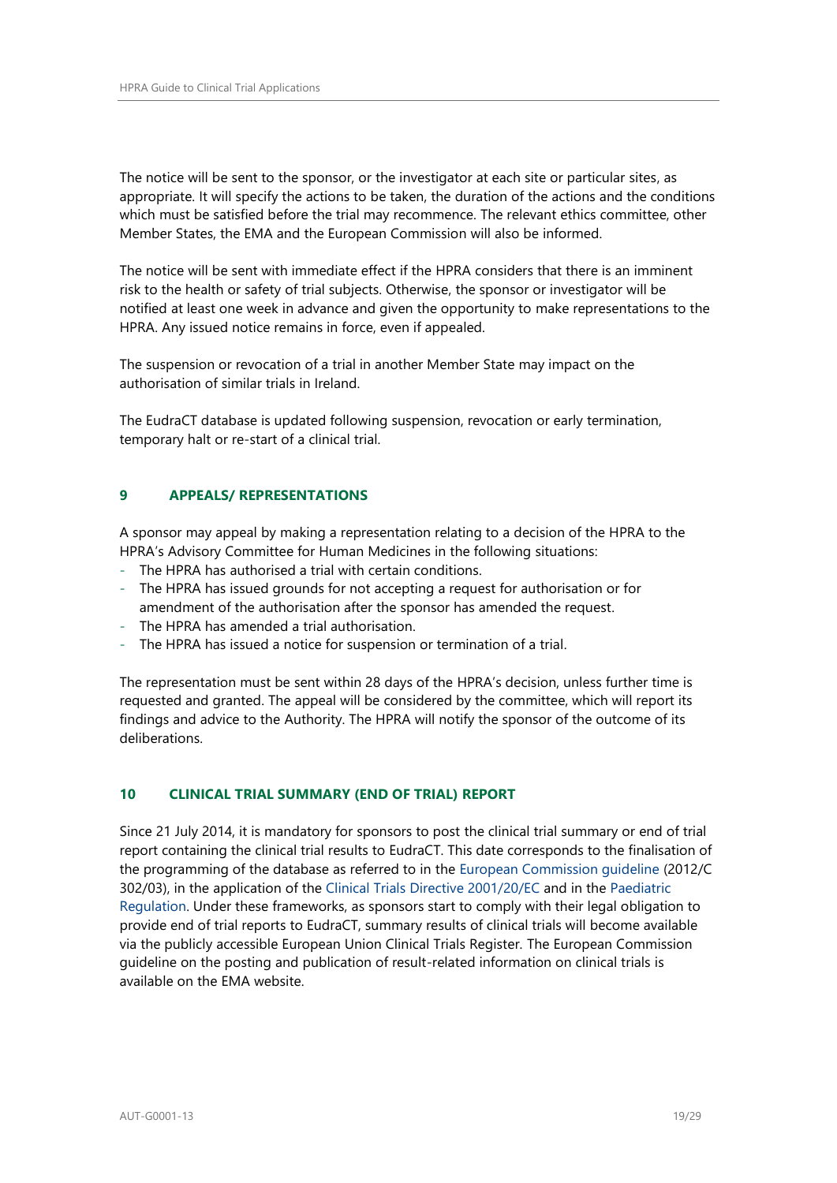The notice will be sent to the sponsor, or the investigator at each site or particular sites, as appropriate. It will specify the actions to be taken, the duration of the actions and the conditions which must be satisfied before the trial may recommence. The relevant ethics committee, other Member States, the EMA and the European Commission will also be informed.

The notice will be sent with immediate effect if the HPRA considers that there is an imminent risk to the health or safety of trial subjects. Otherwise, the sponsor or investigator will be notified at least one week in advance and given the opportunity to make representations to the HPRA. Any issued notice remains in force, even if appealed.

The suspension or revocation of a trial in another Member State may impact on the authorisation of similar trials in Ireland.

The EudraCT database is updated following suspension, revocation or early termination, temporary halt or re-start of a clinical trial.

## 9 APPEALS/ REPRESENTATIONS

A sponsor may appeal by making a representation relating to a decision of the HPRA to the HPRA's Advisory Committee for Human Medicines in the following situations:

- The HPRA has authorised a trial with certain conditions.
- The HPRA has issued grounds for not accepting a request for authorisation or for amendment of the authorisation after the sponsor has amended the request.
- The HPRA has amended a trial authorisation.
- The HPRA has issued a notice for suspension or termination of a trial.

The representation must be sent within 28 days of the HPRA's decision, unless further time is requested and granted. The appeal will be considered by the committee, which will report its findings and advice to the Authority. The HPRA will notify the sponsor of the outcome of its deliberations.

## 10 CLINICAL TRIAL SUMMARY (END OF TRIAL) REPORT

Since 21 July 2014, it is mandatory for sponsors to post the clinical trial summary or end of trial report containing the clinical trial results to EudraCT. This date corresponds to the finalisation of the programming of the database as referred to in the European Commission guideline (2012/C 302/03), in the application of the Clinical Trials Directive 2001/20/EC and in the Paediatric Regulation. Under these frameworks, as sponsors start to comply with their legal obligation to provide end of trial reports to EudraCT, summary results of clinical trials will become available via the publicly accessible European Union Clinical Trials Register. The European Commission guideline on the posting and publication of result-related information on clinical trials is available on the EMA website.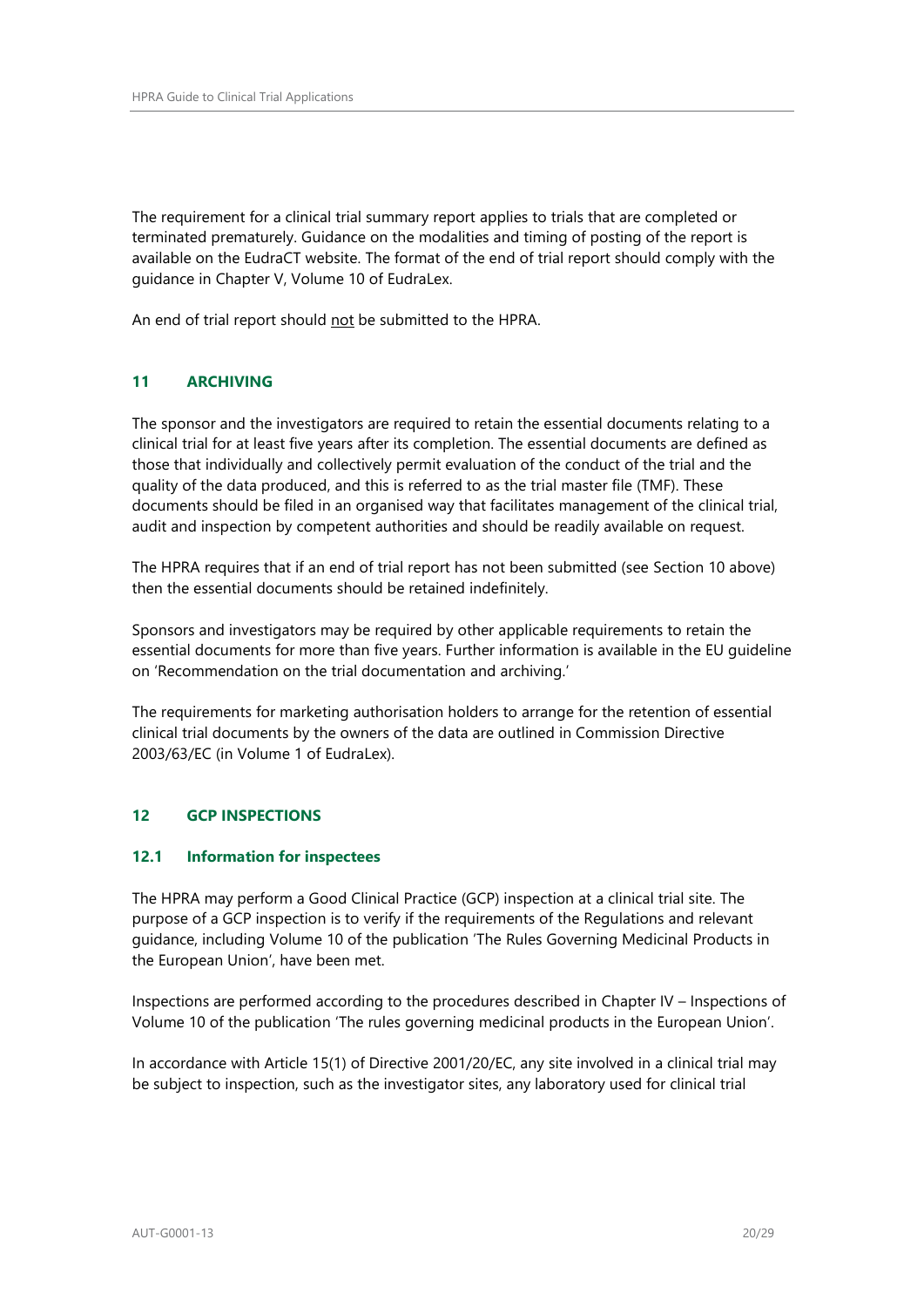The requirement for a clinical trial summary report applies to trials that are completed or terminated prematurely. Guidance on the modalities and timing of posting of the report is available on the EudraCT website. The format of the end of trial report should comply with the guidance in Chapter V, Volume 10 of EudraLex.

An end of trial report should <u>not</u> be submitted to the HPRA.

## 11 ARCHIVING

The sponsor and the investigators are required to retain the essential documents relating to a clinical trial for at least five years after its completion. The essential documents are defined as those that individually and collectively permit evaluation of the conduct of the trial and the quality of the data produced, and this is referred to as the trial master file (TMF). These documents should be filed in an organised way that facilitates management of the clinical trial, audit and inspection by competent authorities and should be readily available on request.

The HPRA requires that if an end of trial report has not been submitted (see Section 10 above) then the essential documents should be retained indefinitely.

Sponsors and investigators may be required by other applicable requirements to retain the essential documents for more than five years. Further information is available in the EU guideline on 'Recommendation on the trial documentation and archiving.'

The requirements for marketing authorisation holders to arrange for the retention of essential clinical trial documents by the owners of the data are outlined in Commission Directive 2003/63/EC (in Volume 1 of EudraLex).

## 12 GCP INSPECTIONS

### 12.1 Information for inspectees

The HPRA may perform a Good Clinical Practice (GCP) inspection at a clinical trial site. The purpose of a GCP inspection is to verify if the requirements of the Regulations and relevant guidance, including Volume 10 of the publication 'The Rules Governing Medicinal Products in the European Union', have been met.

Inspections are performed according to the procedures described in Chapter IV – Inspections of Volume 10 of the publication 'The rules governing medicinal products in the European Union'.

In accordance with Article 15(1) of Directive 2001/20/EC, any site involved in a clinical trial may be subject to inspection, such as the investigator sites, any laboratory used for clinical trial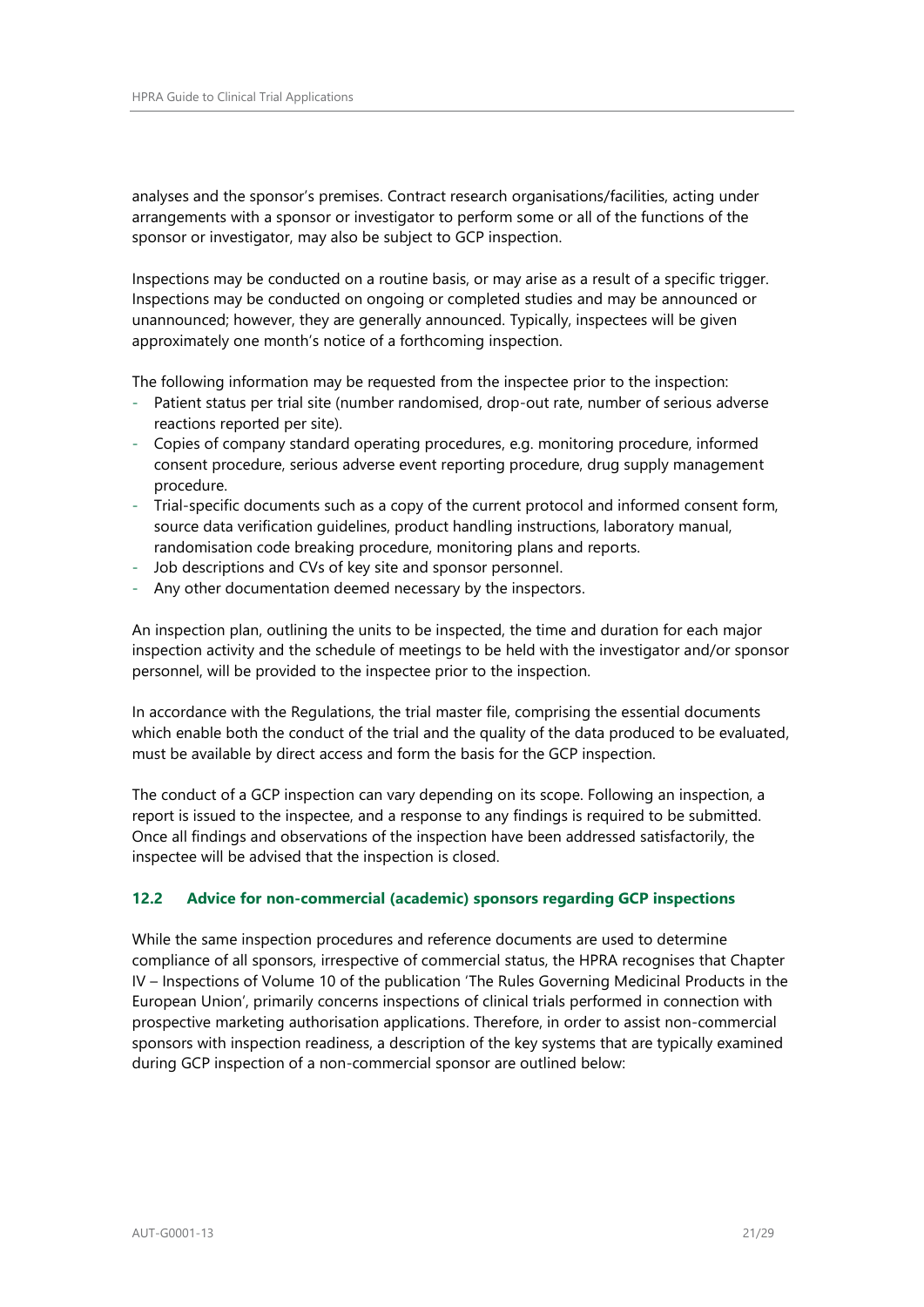analyses and the sponsor's premises. Contract research organisations/facilities, acting under arrangements with a sponsor or investigator to perform some or all of the functions of the sponsor or investigator, may also be subject to GCP inspection.

Inspections may be conducted on a routine basis, or may arise as a result of a specific trigger. Inspections may be conducted on ongoing or completed studies and may be announced or unannounced; however, they are generally announced. Typically, inspectees will be given approximately one month's notice of a forthcoming inspection.

The following information may be requested from the inspectee prior to the inspection:

- Patient status per trial site (number randomised, drop-out rate, number of serious adverse reactions reported per site).
- Copies of company standard operating procedures, e.g. monitoring procedure, informed consent procedure, serious adverse event reporting procedure, drug supply management procedure.
- Trial-specific documents such as a copy of the current protocol and informed consent form, source data verification guidelines, product handling instructions, laboratory manual, randomisation code breaking procedure, monitoring plans and reports.
- Job descriptions and CVs of key site and sponsor personnel.
- Any other documentation deemed necessary by the inspectors.

An inspection plan, outlining the units to be inspected, the time and duration for each major inspection activity and the schedule of meetings to be held with the investigator and/or sponsor personnel, will be provided to the inspectee prior to the inspection.

In accordance with the Regulations, the trial master file, comprising the essential documents which enable both the conduct of the trial and the quality of the data produced to be evaluated, must be available by direct access and form the basis for the GCP inspection.

The conduct of a GCP inspection can vary depending on its scope. Following an inspection, a report is issued to the inspectee, and a response to any findings is required to be submitted. Once all findings and observations of the inspection have been addressed satisfactorily, the inspectee will be advised that the inspection is closed.

### 12.2 Advice for non-commercial (academic) sponsors regarding GCP inspections

While the same inspection procedures and reference documents are used to determine compliance of all sponsors, irrespective of commercial status, the HPRA recognises that Chapter IV – Inspections of Volume 10 of the publication 'The Rules Governing Medicinal Products in the European Union', primarily concerns inspections of clinical trials performed in connection with prospective marketing authorisation applications. Therefore, in order to assist non-commercial sponsors with inspection readiness, a description of the key systems that are typically examined during GCP inspection of a non-commercial sponsor are outlined below: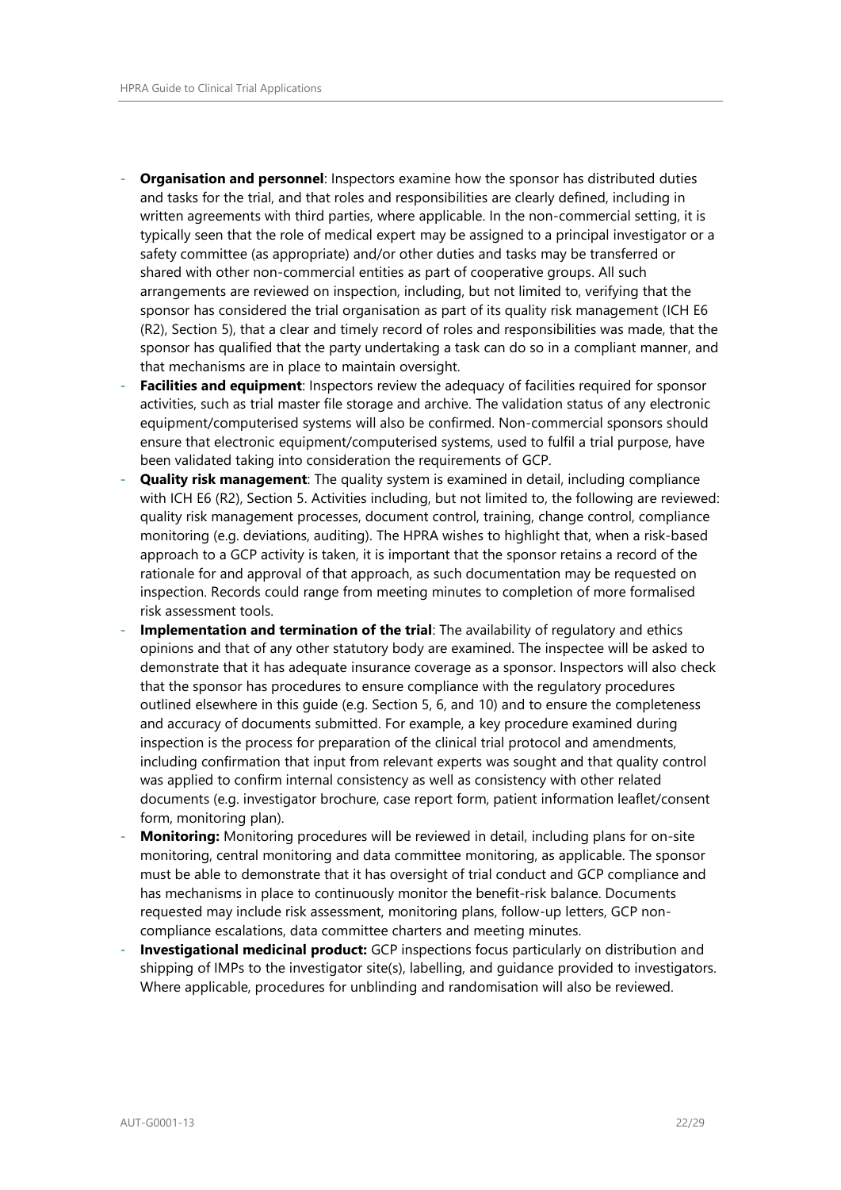- **Organisation and personnel**: Inspectors examine how the sponsor has distributed duties and tasks for the trial, and that roles and responsibilities are clearly defined, including in written agreements with third parties, where applicable. In the non-commercial setting, it is typically seen that the role of medical expert may be assigned to a principal investigator or a safety committee (as appropriate) and/or other duties and tasks may be transferred or shared with other non-commercial entities as part of cooperative groups. All such arrangements are reviewed on inspection, including, but not limited to, verifying that the sponsor has considered the trial organisation as part of its quality risk management (ICH E6 (R2), Section 5), that a clear and timely record of roles and responsibilities was made, that the sponsor has qualified that the party undertaking a task can do so in a compliant manner, and that mechanisms are in place to maintain oversight.
- **Facilities and equipment**: Inspectors review the adequacy of facilities required for sponsor activities, such as trial master file storage and archive. The validation status of any electronic equipment/computerised systems will also be confirmed. Non-commercial sponsors should ensure that electronic equipment/computerised systems, used to fulfil a trial purpose, have been validated taking into consideration the requirements of GCP.
- **Quality risk management**: The quality system is examined in detail, including compliance with ICH E6 (R2), Section 5. Activities including, but not limited to, the following are reviewed: quality risk management processes, document control, training, change control, compliance monitoring (e.g. deviations, auditing). The HPRA wishes to highlight that, when a risk-based approach to a GCP activity is taken, it is important that the sponsor retains a record of the rationale for and approval of that approach, as such documentation may be requested on inspection. Records could range from meeting minutes to completion of more formalised risk assessment tools.
- **Implementation and termination of the trial**: The availability of regulatory and ethics opinions and that of any other statutory body are examined. The inspectee will be asked to demonstrate that it has adequate insurance coverage as a sponsor. Inspectors will also check that the sponsor has procedures to ensure compliance with the regulatory procedures outlined elsewhere in this guide (e.g. Section 5, 6, and 10) and to ensure the completeness and accuracy of documents submitted. For example, a key procedure examined during inspection is the process for preparation of the clinical trial protocol and amendments, including confirmation that input from relevant experts was sought and that quality control was applied to confirm internal consistency as well as consistency with other related documents (e.g. investigator brochure, case report form, patient information leaflet/consent form, monitoring plan).
- **Monitoring:** Monitoring procedures will be reviewed in detail, including plans for on-site monitoring, central monitoring and data committee monitoring, as applicable. The sponsor must be able to demonstrate that it has oversight of trial conduct and GCP compliance and has mechanisms in place to continuously monitor the benefit-risk balance. Documents requested may include risk assessment, monitoring plans, follow-up letters, GCP non-compliance escalations, data committee charters and meeting minutes.
- **Investigational medicinal product:** GCP inspections focus particularly on distribution and shipping of IMPs to the investigator site(s), labelling, and guidance provided to investigators. Where applicable, procedures for unblinding and randomisation will also be reviewed.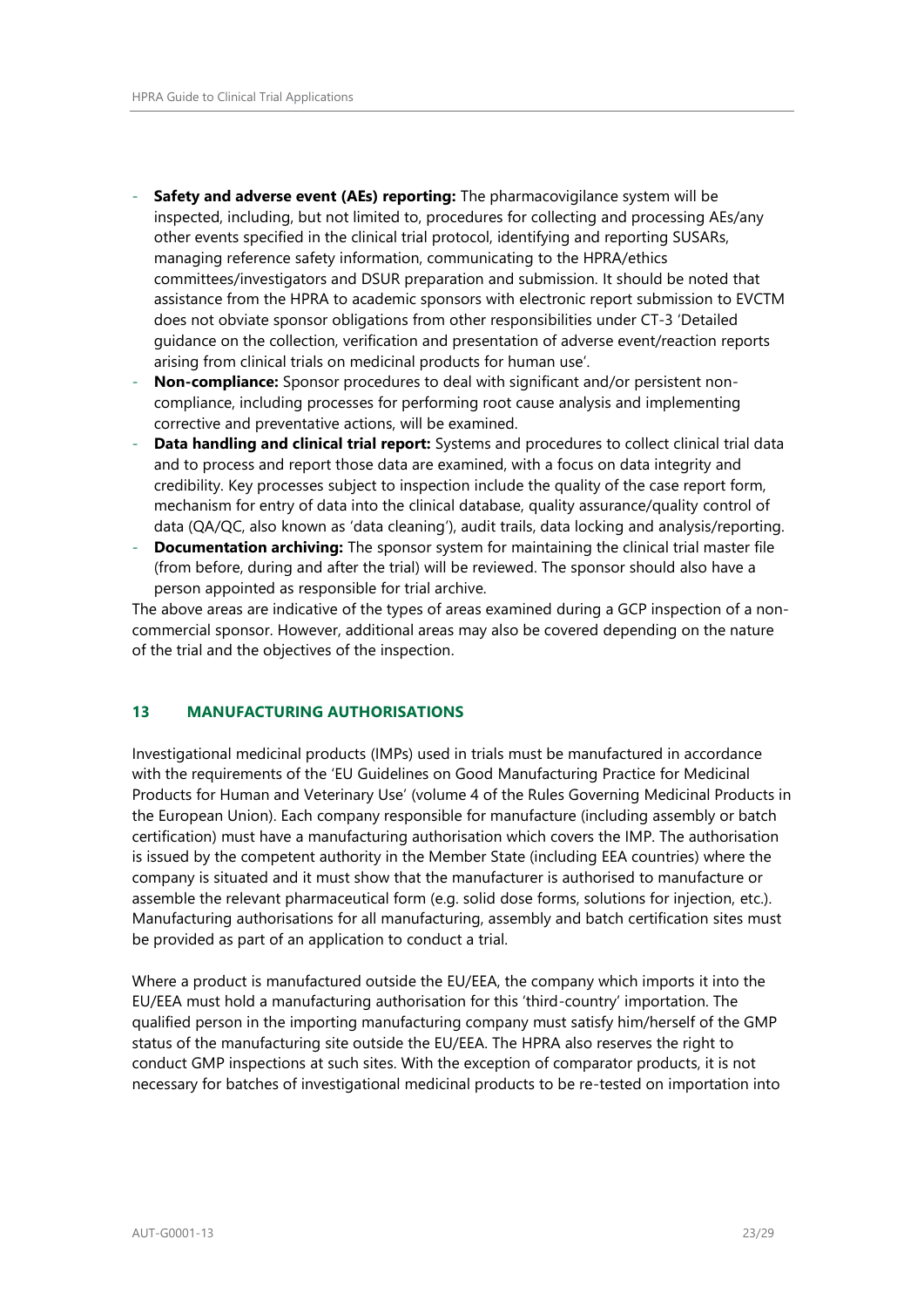- **Safety and adverse event (AEs) reporting:** The pharmacovigilance system will be inspected, including, but not limited to, procedures for collecting and processing AEs/any other events specified in the clinical trial protocol, identifying and reporting SUSARs, managing reference safety information, communicating to the HPRA/ethics committees/investigators and DSUR preparation and submission. It should be noted that assistance from the HPRA to academic sponsors with electronic report submission to EVCTM does not obviate sponsor obligations from other responsibilities under CT-3 'Detailed guidance on the collection, verification and presentation of adverse event/reaction reports arising from clinical trials on medicinal products for human use'.
- **Non-compliance:** Sponsor procedures to deal with significant and/or persistent non-compliance, including processes for performing root cause analysis and implementing corrective and preventative actions, will be examined.
- **Data handling and clinical trial report:** Systems and procedures to collect clinical trial data and to process and report those data are examined, with a focus on data integrity and credibility. Key processes subject to inspection include the quality of the case report form, mechanism for entry of data into the clinical database, quality assurance/quality control of data (QA/QC, also known as 'data cleaning'), audit trails, data locking and analysis/reporting.
- **Documentation archiving:** The sponsor system for maintaining the clinical trial master file (from before, during and after the trial) will be reviewed. The sponsor should also have a person appointed as responsible for trial archive.

The above areas are indicative of the types of areas examined during a GCP inspection of a non-commercial sponsor. However, additional areas may also be covered depending on the nature of the trial and the objectives of the inspection.

## 13 MANUFACTURING AUTHORISATIONS

Investigational medicinal products (IMPs) used in trials must be manufactured in accordance with the requirements of the 'EU Guidelines on Good Manufacturing Practice for Medicinal Products for Human and Veterinary Use' (volume 4 of the Rules Governing Medicinal Products in the European Union). Each company responsible for manufacture (including assembly or batch certification) must have a manufacturing authorisation which covers the IMP. The authorisation is issued by the competent authority in the Member State (including EEA countries) where the company is situated and it must show that the manufacturer is authorised to manufacture or assemble the relevant pharmaceutical form (e.g. solid dose forms, solutions for injection, etc.). Manufacturing authorisations for all manufacturing, assembly and batch certification sites must be provided as part of an application to conduct a trial.

Where a product is manufactured outside the EU/EEA, the company which imports it into the EU/EEA must hold a manufacturing authorisation for this 'third-country' importation. The qualified person in the importing manufacturing company must satisfy him/herself of the GMP status of the manufacturing site outside the EU/EEA. The HPRA also reserves the right to conduct GMP inspections at such sites. With the exception of comparator products, it is not necessary for batches of investigational medicinal products to be re-tested on importation into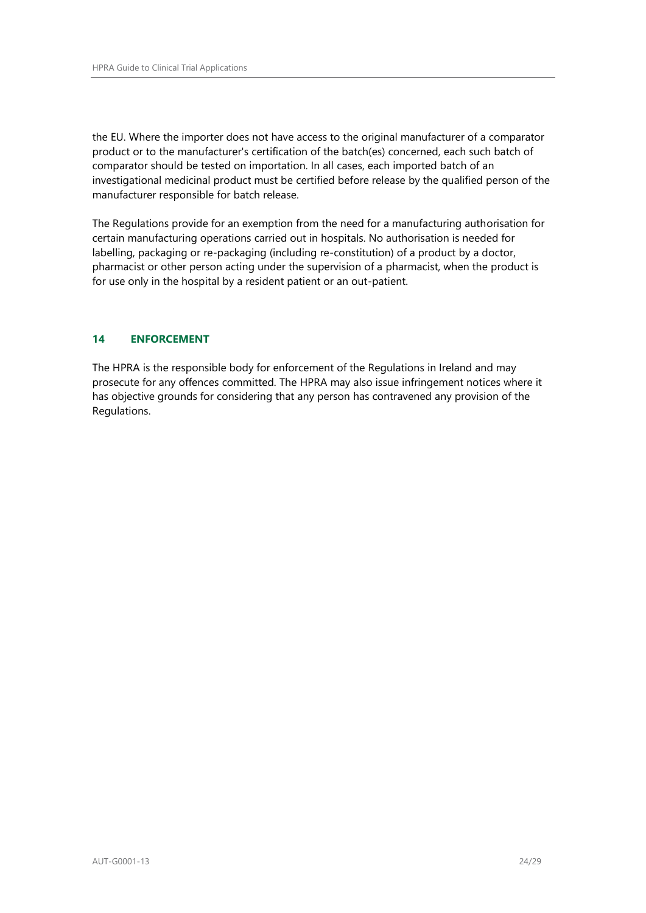the EU. Where the importer does not have access to the original manufacturer of a comparator product or to the manufacturer's certification of the batch(es) concerned, each such batch of comparator should be tested on importation. In all cases, each imported batch of an investigational medicinal product must be certified before release by the qualified person of the manufacturer responsible for batch release.

The Regulations provide for an exemption from the need for a manufacturing authorisation for certain manufacturing operations carried out in hospitals. No authorisation is needed for labelling, packaging or re-packaging (including re-constitution) of a product by a doctor, pharmacist or other person acting under the supervision of a pharmacist, when the product is for use only in the hospital by a resident patient or an out-patient.

## 14 ENFORCEMENT

The HPRA is the responsible body for enforcement of the Regulations in Ireland and may prosecute for any offences committed. The HPRA may also issue infringement notices where it has objective grounds for considering that any person has contravened any provision of the Regulations.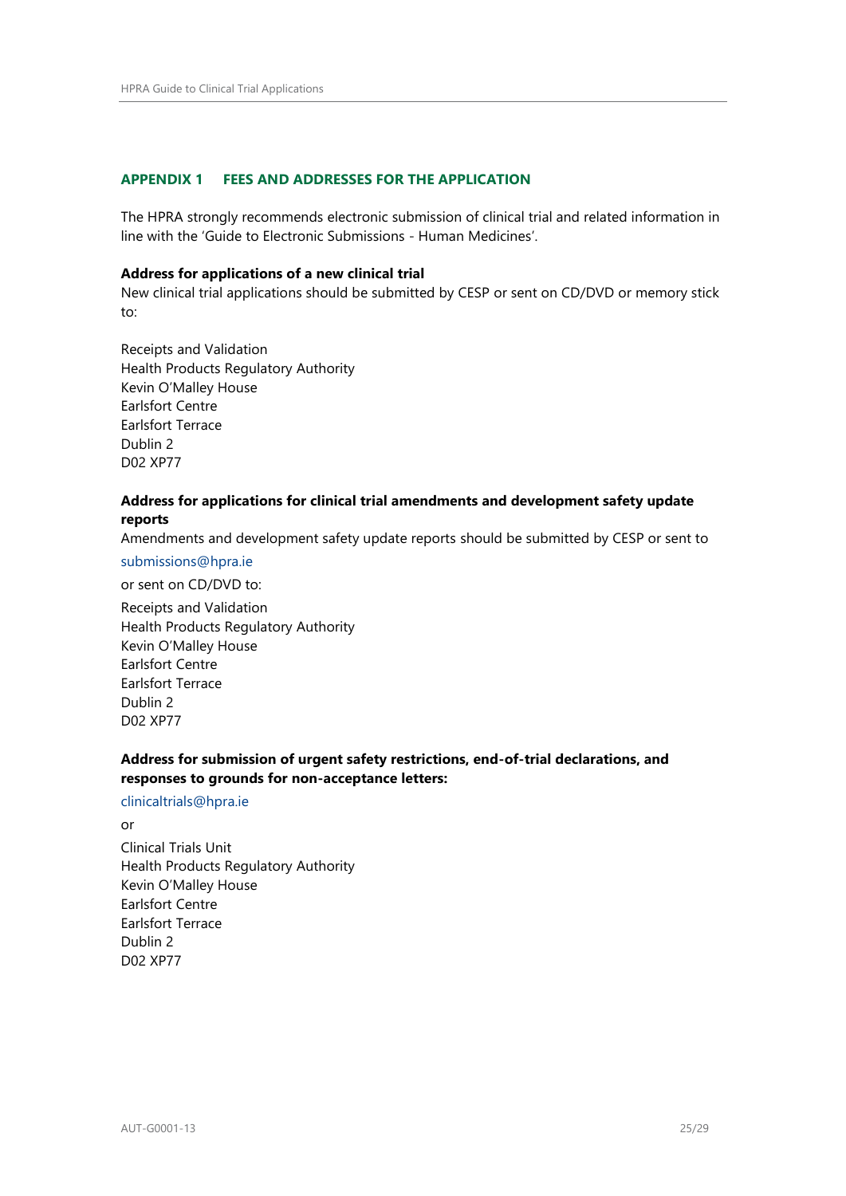## APPENDIX 1 FEES AND ADDRESSES FOR THE APPLICATION

The HPRA strongly recommends electronic submission of clinical trial and related information in line with the 'Guide to Electronic Submissions - Human Medicines'.

**Address for applications of a new clinical trial**

New clinical trial applications should be submitted by CESP or sent on CD/DVD or memory stick to:

Receipts and Validation
Health Products Regulatory Authority
Kevin O'Malley House
Earlsfort Centre
Earlsfort Terrace
Dublin 2
D02 XP77

**Address for applications for clinical trial amendments and development safety update reports**

Amendments and development safety update reports should be submitted by CESP or sent to submissions@hpra.ie

or sent on CD/DVD to:

Receipts and Validation
Health Products Regulatory Authority
Kevin O'Malley House
Earlsfort Centre
Earlsfort Terrace
Dublin 2
D02 XP77

**Address for submission of urgent safety restrictions, end-of-trial declarations, and responses to grounds for non-acceptance letters:**

clinicaltrials@hpra.ie

or

Clinical Trials Unit
Health Products Regulatory Authority
Kevin O'Malley House
Earlsfort Centre
Earlsfort Terrace
Dublin 2
D02 XP77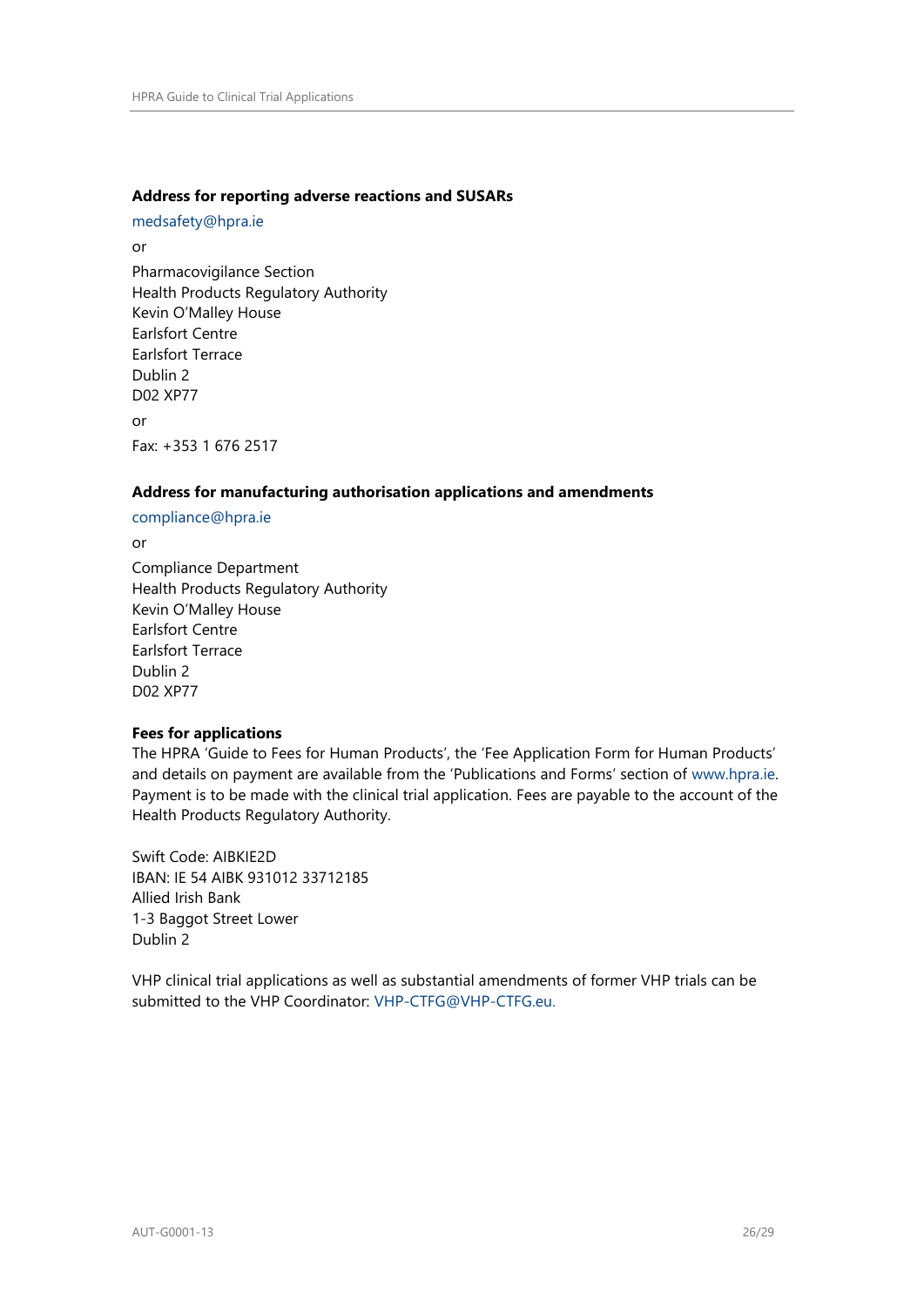**Address for reporting adverse reactions and SUSARs**

medsafety@hpra.ie

or

Pharmacovigilance Section
Health Products Regulatory Authority
Kevin O'Malley House
Earlsfort Centre
Earlsfort Terrace
Dublin 2
D02 XP77

or

Fax: +353 1 676 2517

**Address for manufacturing authorisation applications and amendments**

compliance@hpra.ie

or

Compliance Department
Health Products Regulatory Authority
Kevin O'Malley House
Earlsfort Centre
Earlsfort Terrace
Dublin 2
D02 XP77

**Fees for applications**

The HPRA 'Guide to Fees for Human Products', the 'Fee Application Form for Human Products' and details on payment are available from the 'Publications and Forms' section of www.hpra.ie. Payment is to be made with the clinical trial application. Fees are payable to the account of the Health Products Regulatory Authority.

Swift Code: AIBKIE2D
IBAN: IE 54 AIBK 931012 33712185
Allied Irish Bank
1-3 Baggot Street Lower
Dublin 2

VHP clinical trial applications as well as substantial amendments of former VHP trials can be submitted to the VHP Coordinator: VHP-CTFG@VHP-CTFG.eu.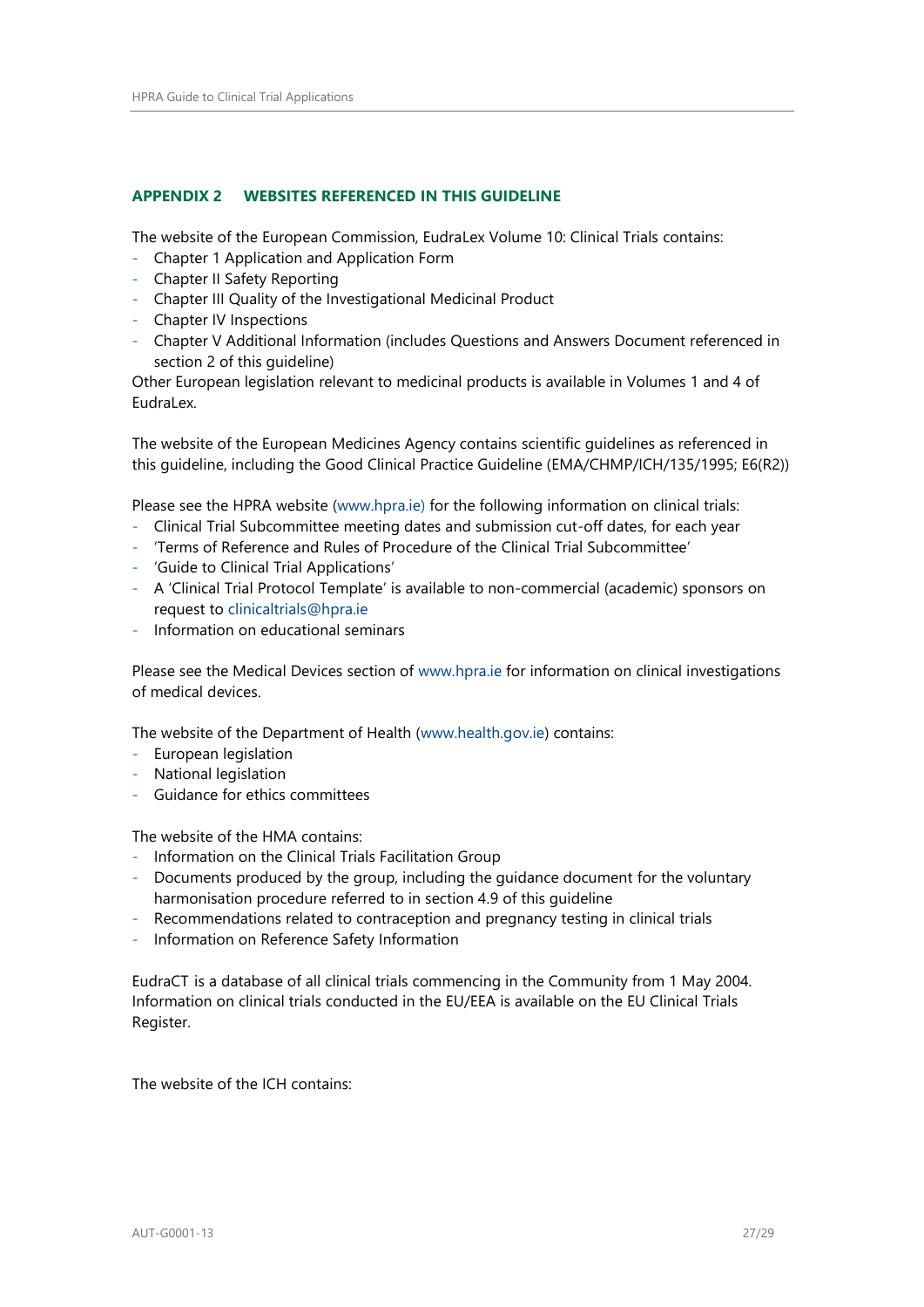## APPENDIX 2 WEBSITES REFERENCED IN THIS GUIDELINE

The website of the European Commission, EudraLex Volume 10: Clinical Trials contains:

- Chapter 1 Application and Application Form
- Chapter II Safety Reporting
- Chapter III Quality of the Investigational Medicinal Product
- Chapter IV Inspections
- Chapter V Additional Information (includes Questions and Answers Document referenced in section 2 of this guideline)

Other European legislation relevant to medicinal products is available in Volumes 1 and 4 of EudraLex.

The website of the European Medicines Agency contains scientific guidelines as referenced in this guideline, including the Good Clinical Practice Guideline (EMA/CHMP/ICH/135/1995; E6(R2))

Please see the HPRA website (www.hpra.ie) for the following information on clinical trials:

- Clinical Trial Subcommittee meeting dates and submission cut-off dates, for each year
- 'Terms of Reference and Rules of Procedure of the Clinical Trial Subcommittee'
- 'Guide to Clinical Trial Applications'
- A 'Clinical Trial Protocol Template' is available to non-commercial (academic) sponsors on request to clinicaltrials@hpra.ie
- Information on educational seminars

Please see the Medical Devices section of www.hpra.ie for information on clinical investigations of medical devices.

The website of the Department of Health (www.health.gov.ie) contains:

- European legislation
- National legislation
- Guidance for ethics committees

The website of the HMA contains:

- Information on the Clinical Trials Facilitation Group
- Documents produced by the group, including the guidance document for the voluntary harmonisation procedure referred to in section 4.9 of this guideline
- Recommendations related to contraception and pregnancy testing in clinical trials
- Information on Reference Safety Information

EudraCT is a database of all clinical trials commencing in the Community from 1 May 2004. Information on clinical trials conducted in the EU/EEA is available on the EU Clinical Trials Register.

The website of the ICH contains: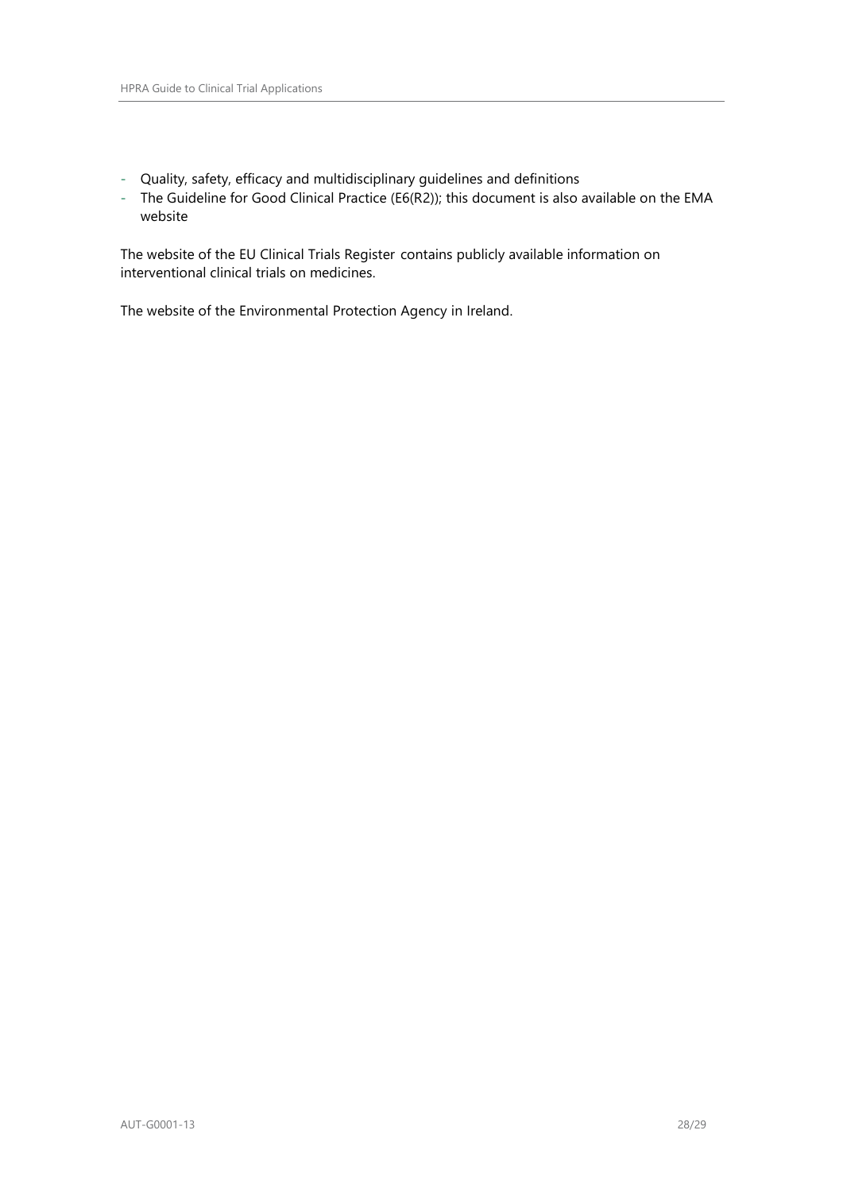- Quality, safety, efficacy and multidisciplinary guidelines and definitions
- The Guideline for Good Clinical Practice (E6(R2)); this document is also available on the EMA website

The website of the EU Clinical Trials Register contains publicly available information on interventional clinical trials on medicines.

The website of the Environmental Protection Agency in Ireland.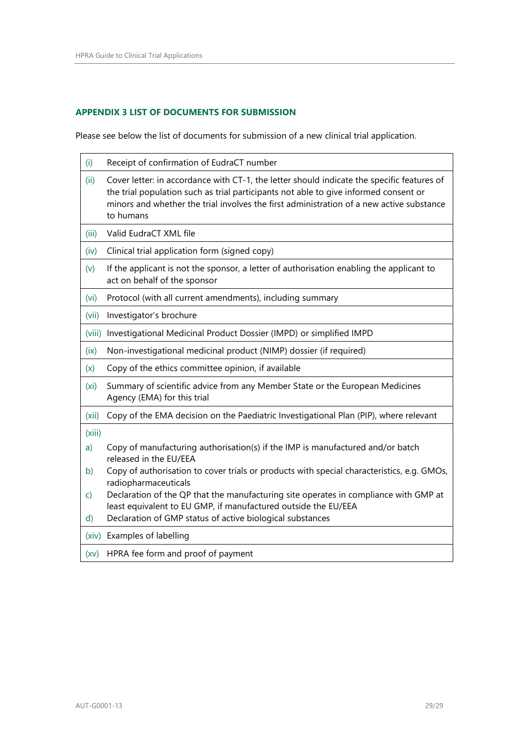## APPENDIX 3 LIST OF DOCUMENTS FOR SUBMISSION

Please see below the list of documents for submission of a new clinical trial application.

| | |
|---|---|
| (i) | Receipt of confirmation of EudraCT number |
| (ii) | Cover letter: in accordance with CT-1, the letter should indicate the specific features of the trial population such as trial participants not able to give informed consent or minors and whether the trial involves the first administration of a new active substance to humans |
| (iii) | Valid EudraCT XML file |
| (iv) | Clinical trial application form (signed copy) |
| (v) | If the applicant is not the sponsor, a letter of authorisation enabling the applicant to act on behalf of the sponsor |
| (vi) | Protocol (with all current amendments), including summary |
| (vii) | Investigator's brochure |
| (viii) | Investigational Medicinal Product Dossier (IMPD) or simplified IMPD |
| (ix) | Non-investigational medicinal product (NIMP) dossier (if required) |
| (x) | Copy of the ethics committee opinion, if available |
| (xi) | Summary of scientific advice from any Member State or the European Medicines Agency (EMA) for this trial |
| (xii) | Copy of the EMA decision on the Paediatric Investigational Plan (PIP), where relevant |
| (xiii) | |
| a) | Copy of manufacturing authorisation(s) if the IMP is manufactured and/or batch released in the EU/EEA |
| b) | Copy of authorisation to cover trials or products with special characteristics, e.g. GMOs, radiopharmaceuticals |
| c) | Declaration of the QP that the manufacturing site operates in compliance with GMP at least equivalent to EU GMP, if manufactured outside the EU/EEA |
| d) | Declaration of GMP status of active biological substances |
| (xiv) | Examples of labelling |
| (xv) | HPRA fee form and proof of payment |